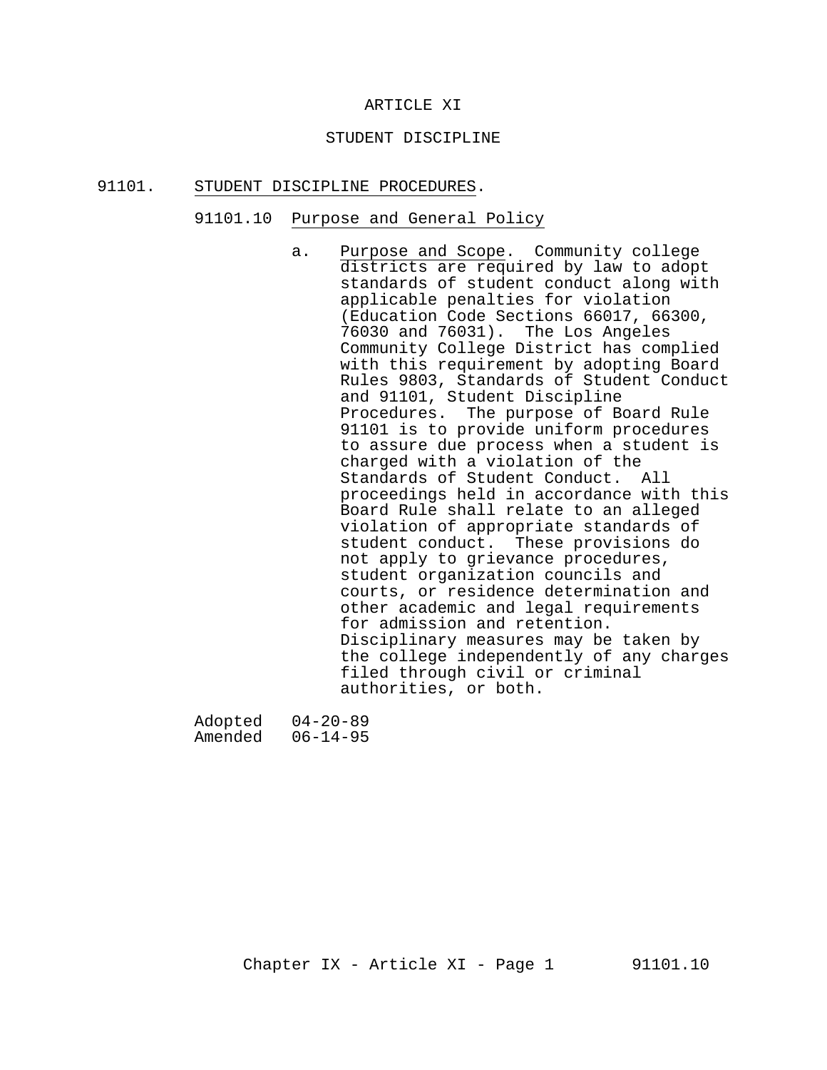# ARTICLE XI

# STUDENT DISCIPLINE

## 91101. STUDENT DISCIPLINE PROCEDURES.

### 91101.10 Purpose and General Policy

a. Purpose and Scope. Community college districts are required by law to adopt standards of student conduct along with applicable penalties for violation (Education Code Sections 66017, 66300, 76030 and 76031). The Los Angeles Community College District has complied with this requirement by adopting Board Rules 9803, Standards of Student Conduct and 91101, Student Discipline Procedures. The purpose of Board Rule 91101 is to provide uniform procedures to assure due process when a student is charged with a violation of the Standards of Student Conduct. All proceedings held in accordance with this Board Rule shall relate to an alleged violation of appropriate standards of student conduct. These provisions do not apply to grievance procedures, student organization councils and courts, or residence determination and other academic and legal requirements for admission and retention. Disciplinary measures may be taken by the college independently of any charges filed through civil or criminal authorities, or both.

Adopted 04-20-89
Amended 06-14-95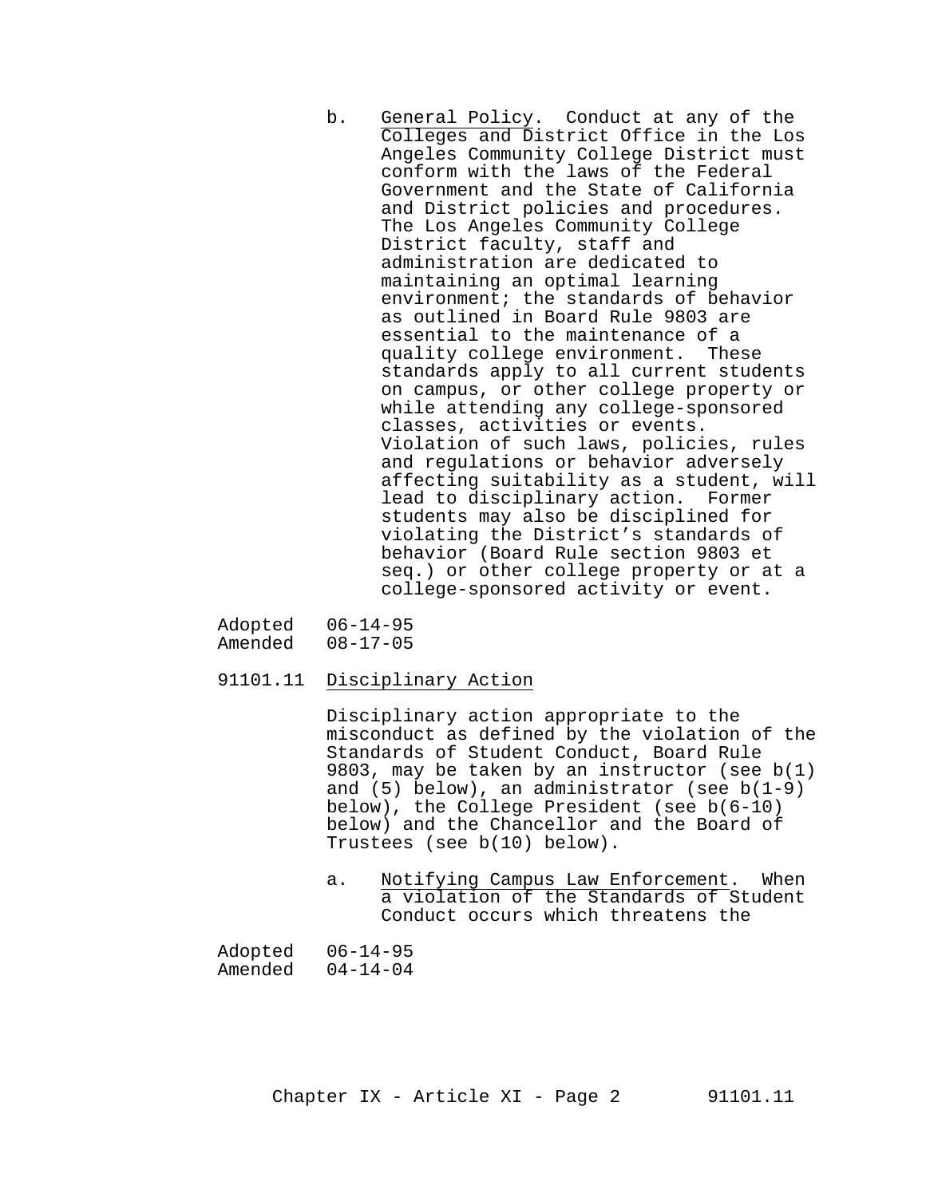b. <u>General Policy</u>. Conduct at any of the Colleges and District Office in the Los Angeles Community College District must conform with the laws of the Federal Government and the State of California and District policies and procedures. The Los Angeles Community College District faculty, staff and administration are dedicated to maintaining an optimal learning environment; the standards of behavior as outlined in Board Rule 9803 are essential to the maintenance of a quality college environment. These standards apply to all current students on campus, or other college property or while attending any college-sponsored classes, activities or events. Violation of such laws, policies, rules and regulations or behavior adversely affecting suitability as a student, will lead to disciplinary action. Former students may also be disciplined for violating the District's standards of behavior (Board Rule section 9803 et seq.) or other college property or at a college-sponsored activity or event.

Adopted 06-14-95
Amended 08-17-05

## 91101.11 <u>Disciplinary Action</u>

Disciplinary action appropriate to the misconduct as defined by the violation of the Standards of Student Conduct, Board Rule 9803, may be taken by an instructor (see b(1) and (5) below), an administrator (see b(1-9) below), the College President (see b(6-10) below) and the Chancellor and the Board of Trustees (see b(10) below).

a. <u>Notifying Campus Law Enforcement</u>. When a violation of the Standards of Student Conduct occurs which threatens the

Adopted 06-14-95
Amended 04-14-04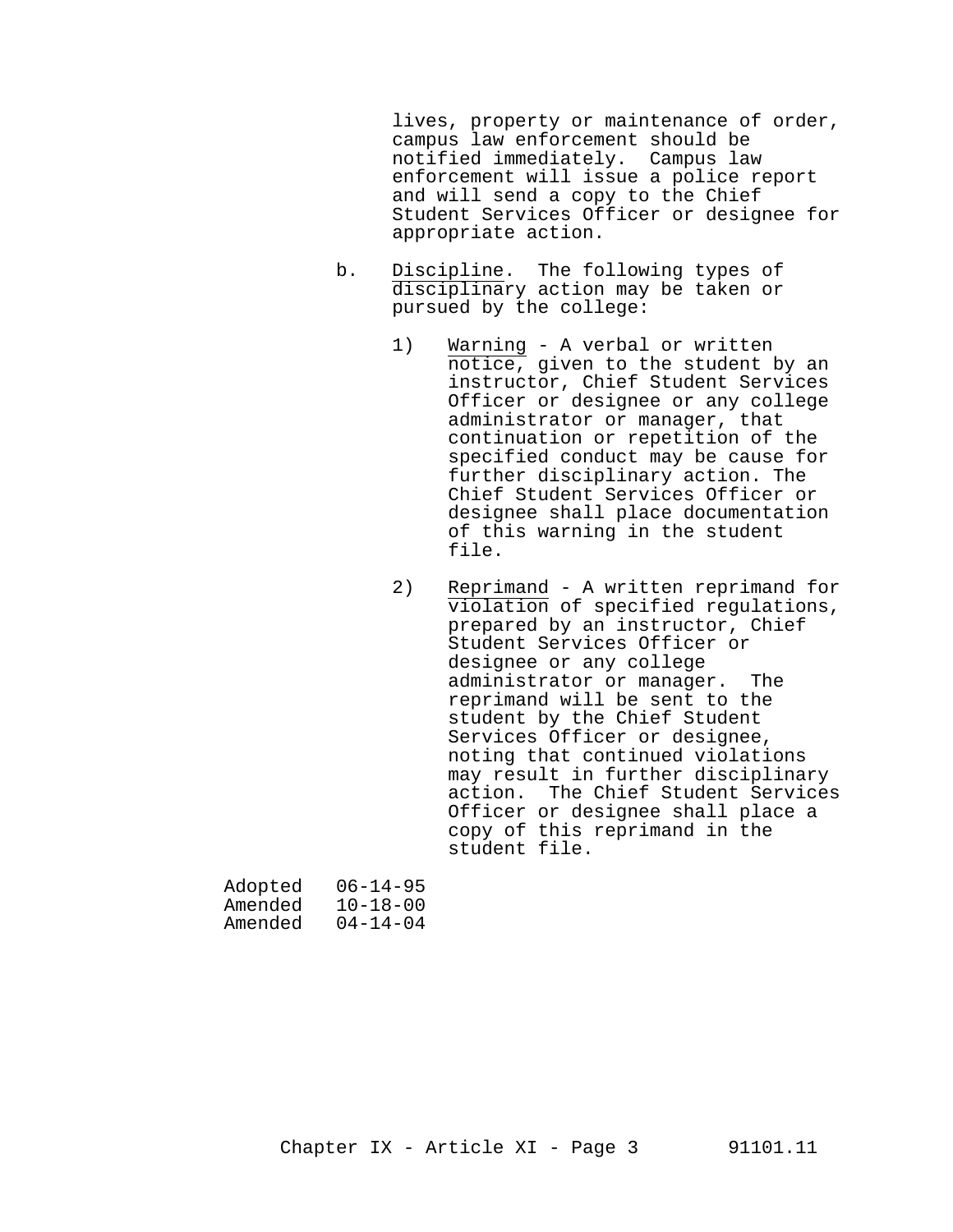lives, property or maintenance of order, campus law enforcement should be notified immediately.  Campus law enforcement will issue a police report and will send a copy to the Chief Student Services Officer or designee for appropriate action.

b. Discipline.  The following types of disciplinary action may be taken or pursued by the college:

   1) Warning - A verbal or written notice, given to the student by an instructor, Chief Student Services Officer or designee or any college administrator or manager, that continuation or repetition of the specified conduct may be cause for further disciplinary action. The Chief Student Services Officer or designee shall place documentation of this warning in the student file.

   2) Reprimand - A written reprimand for violation of specified regulations, prepared by an instructor, Chief Student Services Officer or designee or any college administrator or manager.  The reprimand will be sent to the student by the Chief Student Services Officer or designee, noting that continued violations may result in further disciplinary action.  The Chief Student Services Officer or designee shall place a copy of this reprimand in the student file.

Adopted 06-14-95
Amended 10-18-00
Amended 04-14-04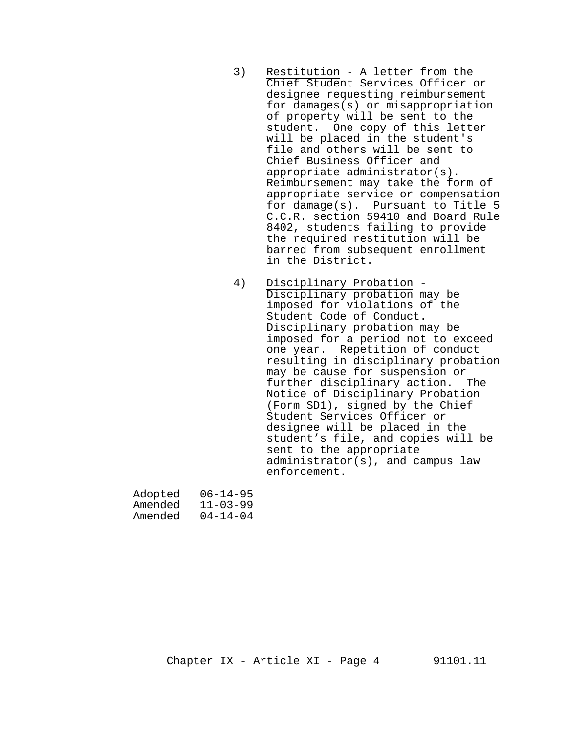3) Restitution - A letter from the Chief Student Services Officer or designee requesting reimbursement for damages(s) or misappropriation of property will be sent to the student. One copy of this letter will be placed in the student's file and others will be sent to Chief Business Officer and appropriate administrator(s). Reimbursement may take the form of appropriate service or compensation for damage(s). Pursuant to Title 5 C.C.R. section 59410 and Board Rule 8402, students failing to provide the required restitution will be barred from subsequent enrollment in the District.

4) Disciplinary Probation - Disciplinary probation may be imposed for violations of the Student Code of Conduct. Disciplinary probation may be imposed for a period not to exceed one year. Repetition of conduct resulting in disciplinary probation may be cause for suspension or further disciplinary action. The Notice of Disciplinary Probation (Form SD1), signed by the Chief Student Services Officer or designee will be placed in the student's file, and copies will be sent to the appropriate administrator(s), and campus law enforcement.

Adopted 06-14-95
Amended 11-03-99
Amended 04-14-04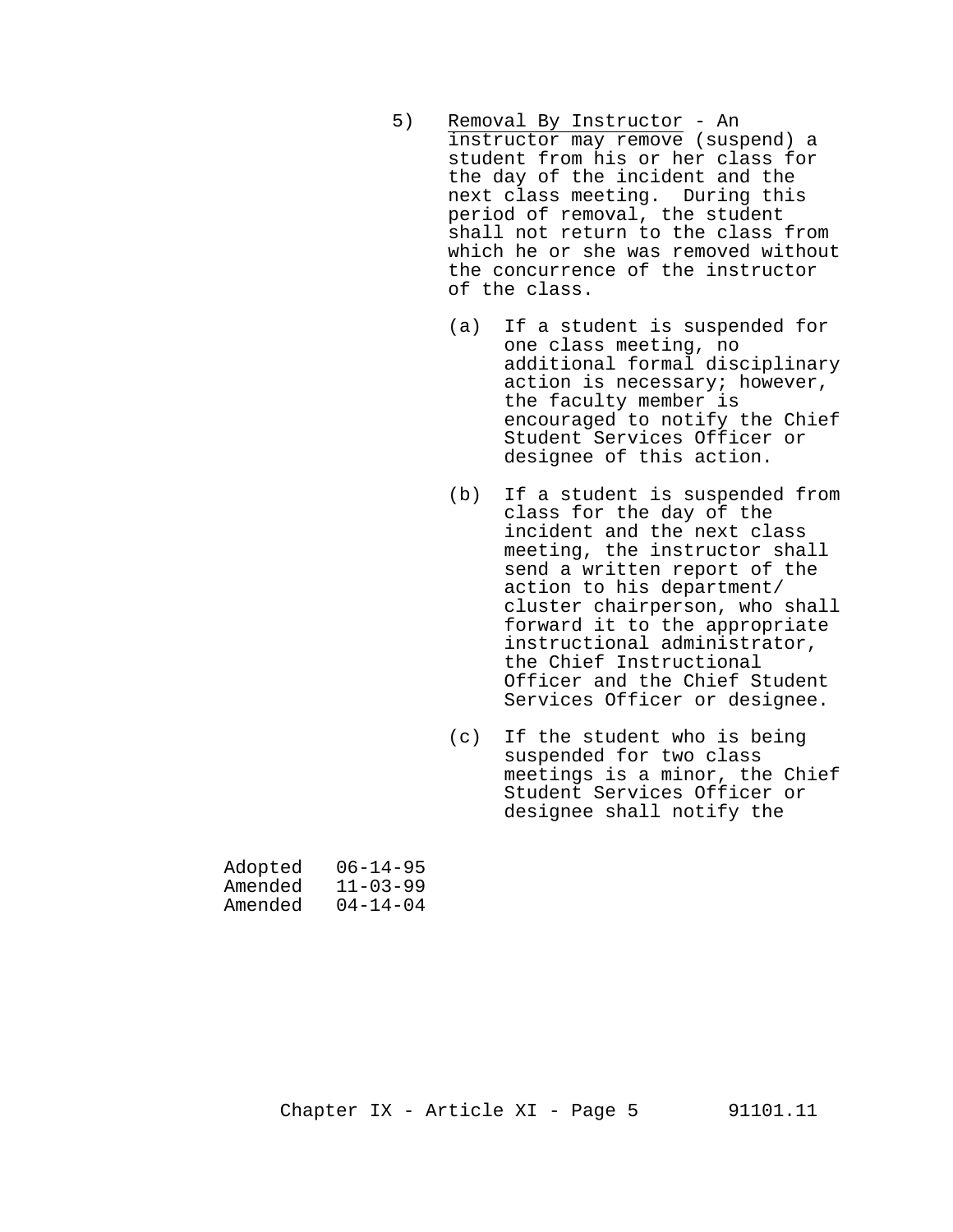5) <u>Removal By Instructor</u> - An <u>instructor may remove</u> (suspend) a student from his or her class for the day of the incident and the next class meeting. During this period of removal, the student shall not return to the class from which he or she was removed without the concurrence of the instructor of the class.

   (a) If a student is suspended for one class meeting, no additional formal disciplinary action is necessary; however, the faculty member is encouraged to notify the Chief Student Services Officer or designee of this action.

   (b) If a student is suspended from class for the day of the incident and the next class meeting, the instructor shall send a written report of the action to his department/ cluster chairperson, who shall forward it to the appropriate instructional administrator, the Chief Instructional Officer and the Chief Student Services Officer or designee.

   (c) If the student who is being suspended for two class meetings is a minor, the Chief Student Services Officer or designee shall notify the

Adopted 06-14-95
Amended 11-03-99
Amended 04-14-04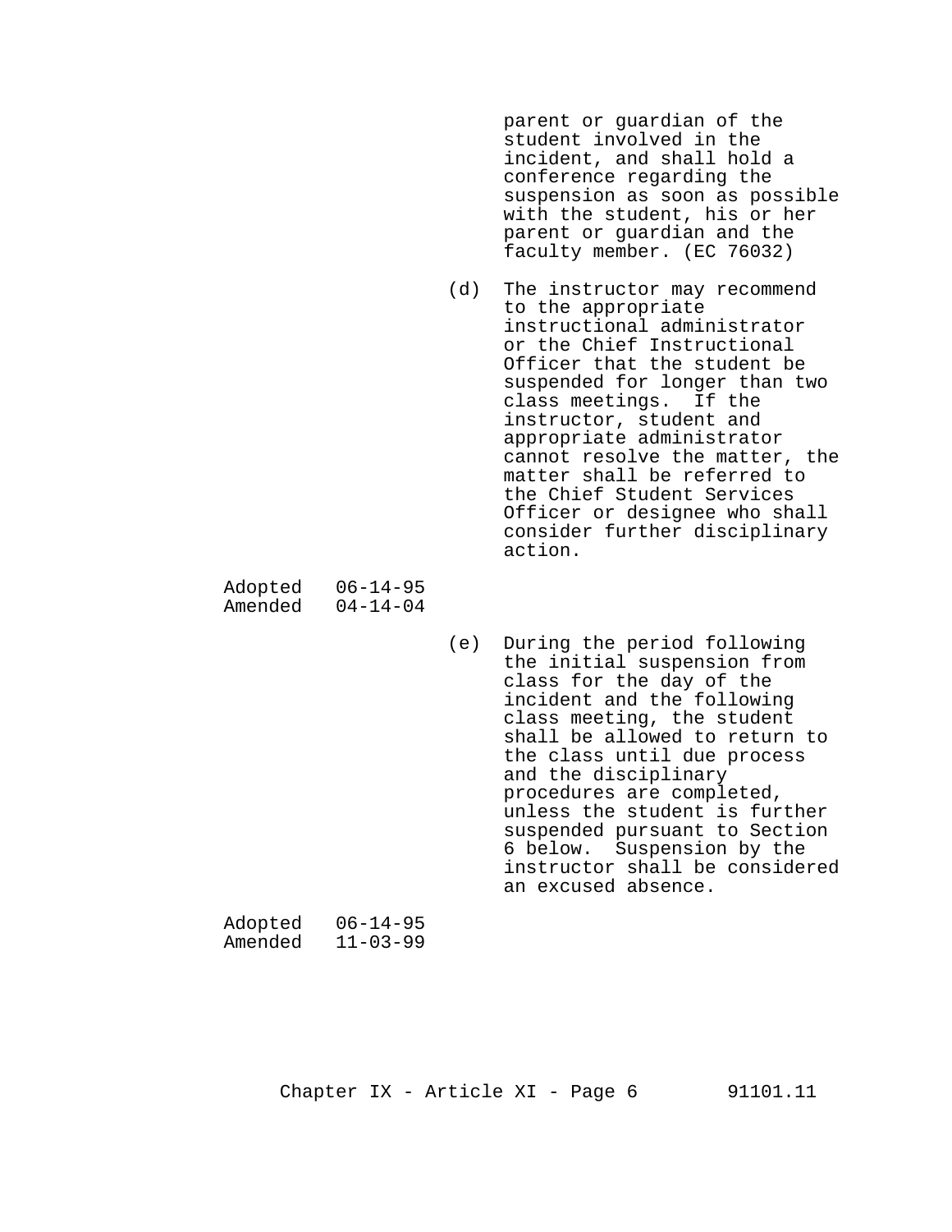parent or guardian of the student involved in the incident, and shall hold a conference regarding the suspension as soon as possible with the student, his or her parent or guardian and the faculty member. (EC 76032)

(d) The instructor may recommend to the appropriate instructional administrator or the Chief Instructional Officer that the student be suspended for longer than two class meetings. If the instructor, student and appropriate administrator cannot resolve the matter, the matter shall be referred to the Chief Student Services Officer or designee who shall consider further disciplinary action.

Adopted 06-14-95
Amended 04-14-04

(e) During the period following the initial suspension from class for the day of the incident and the following class meeting, the student shall be allowed to return to the class until due process and the disciplinary procedures are completed, unless the student is further suspended pursuant to Section 6 below. Suspension by the instructor shall be considered an excused absence.

Adopted 06-14-95
Amended 11-03-99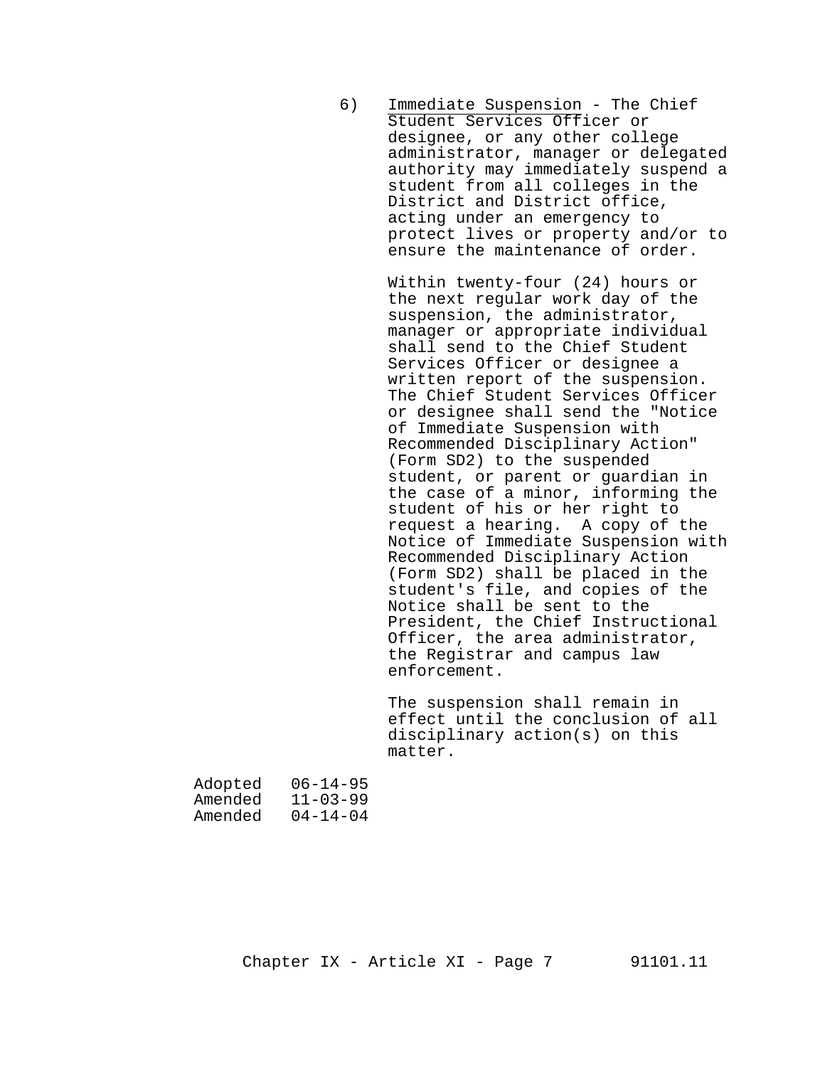6) <u>Immediate Suspension</u> - The Chief Student Services Officer or designee, or any other college administrator, manager or delegated authority may immediately suspend a student from all colleges in the District and District office, acting under an emergency to protect lives or property and/or to ensure the maintenance of order.

   Within twenty-four (24) hours or the next regular work day of the suspension, the administrator, manager or appropriate individual shall send to the Chief Student Services Officer or designee a written report of the suspension. The Chief Student Services Officer or designee shall send the "Notice of Immediate Suspension with Recommended Disciplinary Action" (Form SD2) to the suspended student, or parent or guardian in the case of a minor, informing the student of his or her right to request a hearing. A copy of the Notice of Immediate Suspension with Recommended Disciplinary Action (Form SD2) shall be placed in the student's file, and copies of the Notice shall be sent to the President, the Chief Instructional Officer, the area administrator, the Registrar and campus law enforcement.

   The suspension shall remain in effect until the conclusion of all disciplinary action(s) on this matter.

Adopted 06-14-95
Amended 11-03-99
Amended 04-14-04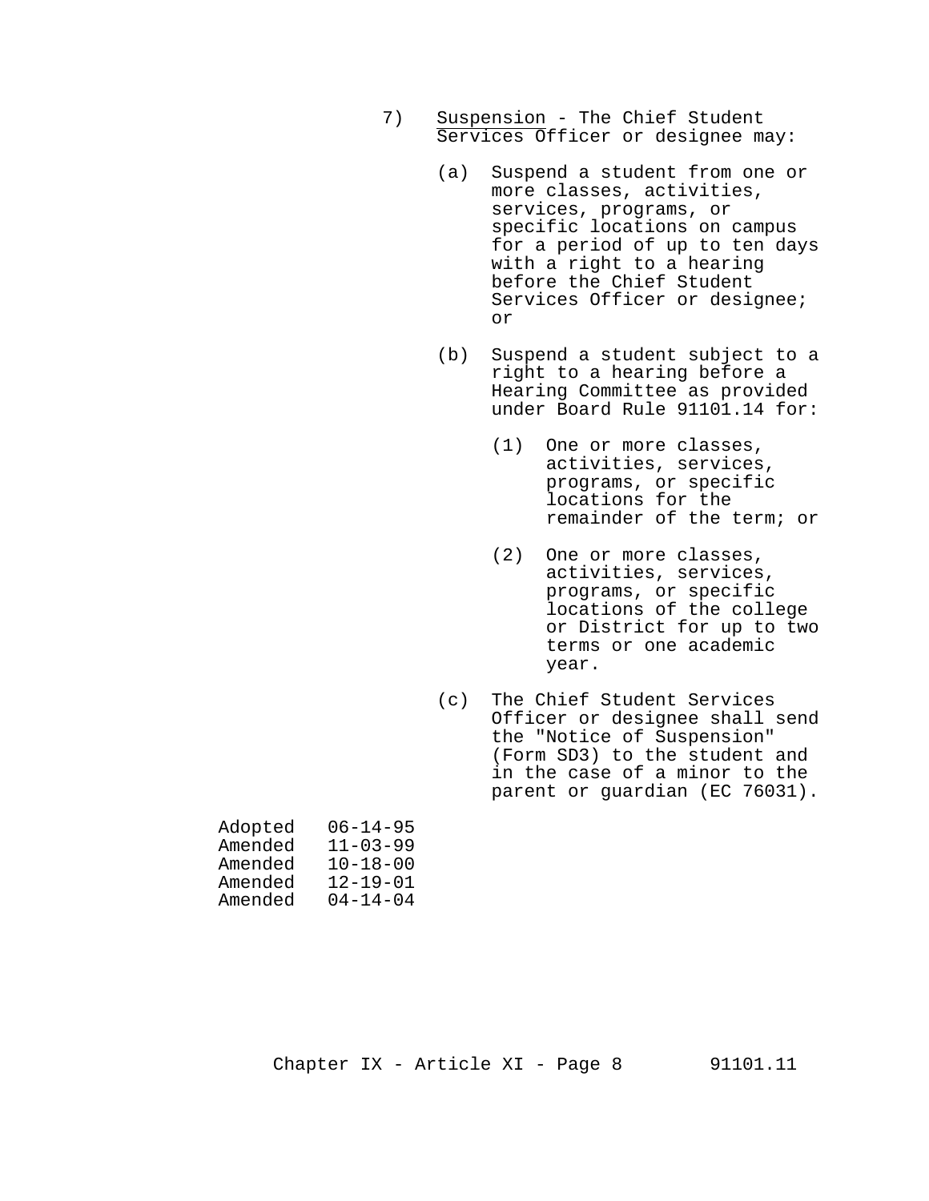7) Suspension - The Chief Student Services Officer or designee may:

   (a) Suspend a student from one or more classes, activities, services, programs, or specific locations on campus for a period of up to ten days with a right to a hearing before the Chief Student Services Officer or designee; or

   (b) Suspend a student subject to a right to a hearing before a Hearing Committee as provided under Board Rule 91101.14 for:

      (1) One or more classes, activities, services, programs, or specific locations for the remainder of the term; or

      (2) One or more classes, activities, services, programs, or specific locations of the college or District for up to two terms or one academic year.

   (c) The Chief Student Services Officer or designee shall send the "Notice of Suspension" (Form SD3) to the student and in the case of a minor to the parent or guardian (EC 76031).

Adopted 06-14-95
Amended 11-03-99
Amended 10-18-00
Amended 12-19-01
Amended 04-14-04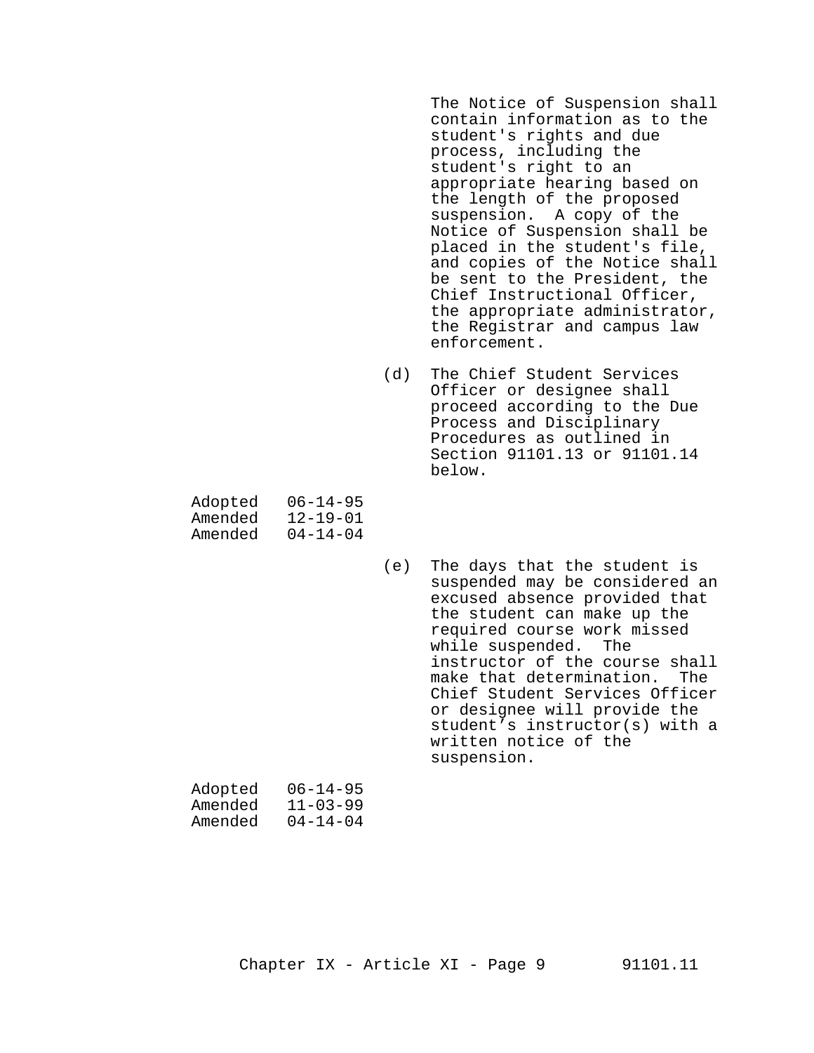The Notice of Suspension shall contain information as to the student's rights and due process, including the student's right to an appropriate hearing based on the length of the proposed suspension. A copy of the Notice of Suspension shall be placed in the student's file, and copies of the Notice shall be sent to the President, the Chief Instructional Officer, the appropriate administrator, the Registrar and campus law enforcement.

(d) The Chief Student Services Officer or designee shall proceed according to the Due Process and Disciplinary Procedures as outlined in Section 91101.13 or 91101.14 below.

Adopted 06-14-95
Amended 12-19-01
Amended 04-14-04

(e) The days that the student is suspended may be considered an excused absence provided that the student can make up the required course work missed while suspended. The instructor of the course shall make that determination. The Chief Student Services Officer or designee will provide the student's instructor(s) with a written notice of the suspension.

Adopted 06-14-95
Amended 11-03-99
Amended 04-14-04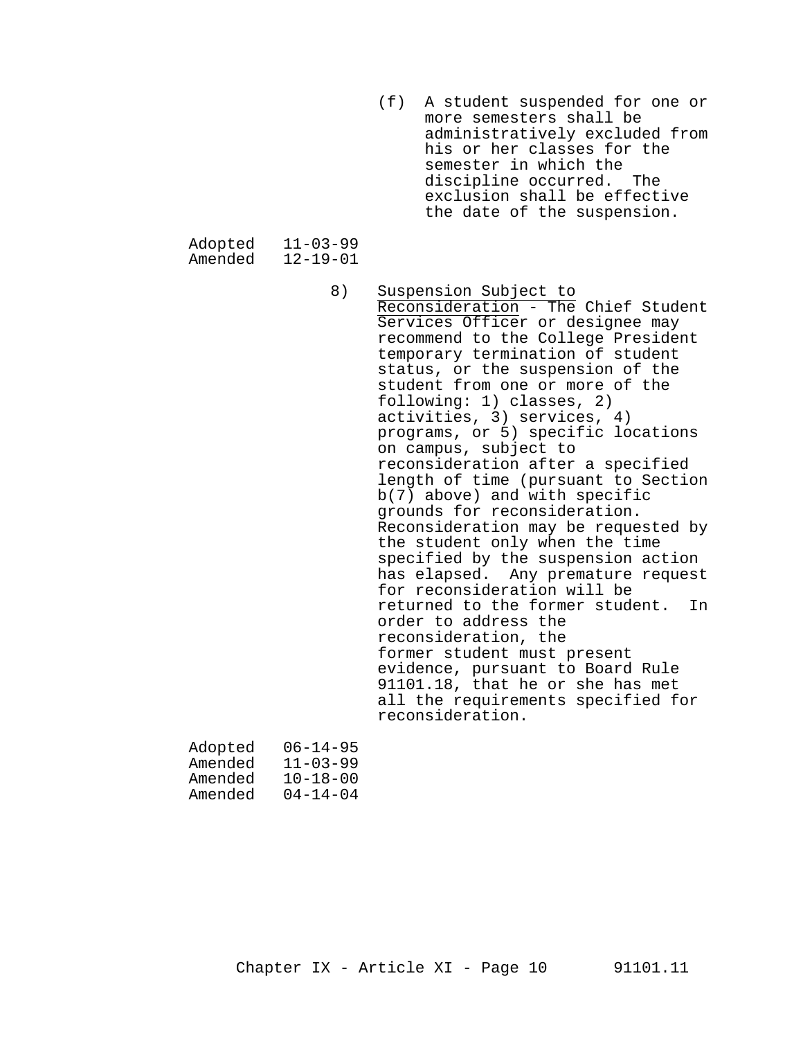(f) A student suspended for one or more semesters shall be administratively excluded from his or her classes for the semester in which the discipline occurred. The exclusion shall be effective the date of the suspension.

Adopted 11-03-99
Amended 12-19-01

8) Suspension Subject to Reconsideration - The Chief Student Services Officer or designee may recommend to the College President temporary termination of student status, or the suspension of the student from one or more of the following: 1) classes, 2) activities, 3) services, 4) programs, or 5) specific locations on campus, subject to reconsideration after a specified length of time (pursuant to Section b(7) above) and with specific grounds for reconsideration. Reconsideration may be requested by the student only when the time specified by the suspension action has elapsed. Any premature request for reconsideration will be returned to the former student. In order to address the reconsideration, the former student must present evidence, pursuant to Board Rule 91101.18, that he or she has met all the requirements specified for reconsideration.

Adopted 06-14-95
Amended 11-03-99
Amended 10-18-00
Amended 04-14-04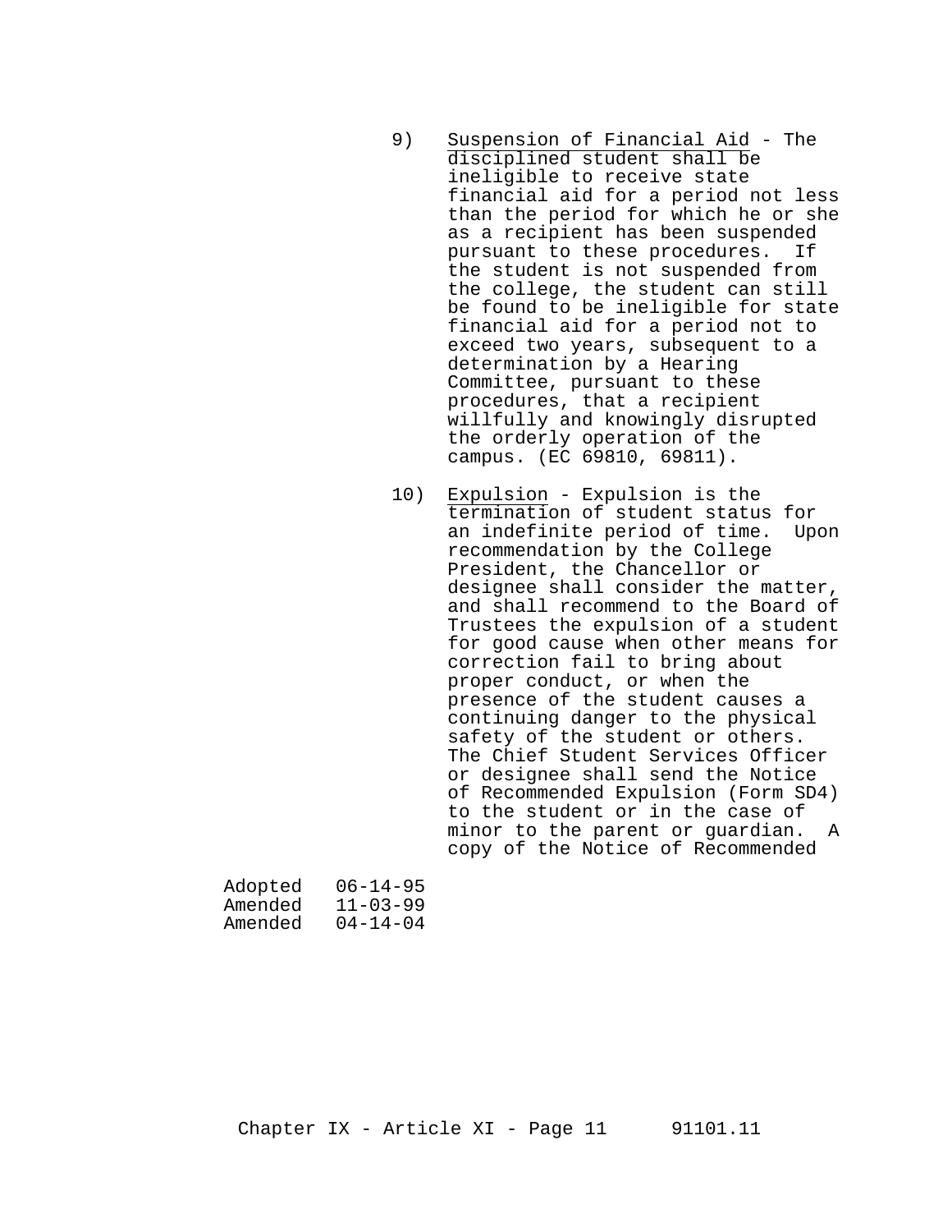9) Suspension of Financial Aid - The disciplined student shall be ineligible to receive state financial aid for a period not less than the period for which he or she as a recipient has been suspended pursuant to these procedures. If the student is not suspended from the college, the student can still be found to be ineligible for state financial aid for a period not to exceed two years, subsequent to a determination by a Hearing Committee, pursuant to these procedures, that a recipient willfully and knowingly disrupted the orderly operation of the campus. (EC 69810, 69811).

10) Expulsion - Expulsion is the termination of student status for an indefinite period of time. Upon recommendation by the College President, the Chancellor or designee shall consider the matter, and shall recommend to the Board of Trustees the expulsion of a student for good cause when other means for correction fail to bring about proper conduct, or when the presence of the student causes a continuing danger to the physical safety of the student or others. The Chief Student Services Officer or designee shall send the Notice of Recommended Expulsion (Form SD4) to the student or in the case of minor to the parent or guardian. A copy of the Notice of Recommended

Adopted 06-14-95
Amended 11-03-99
Amended 04-14-04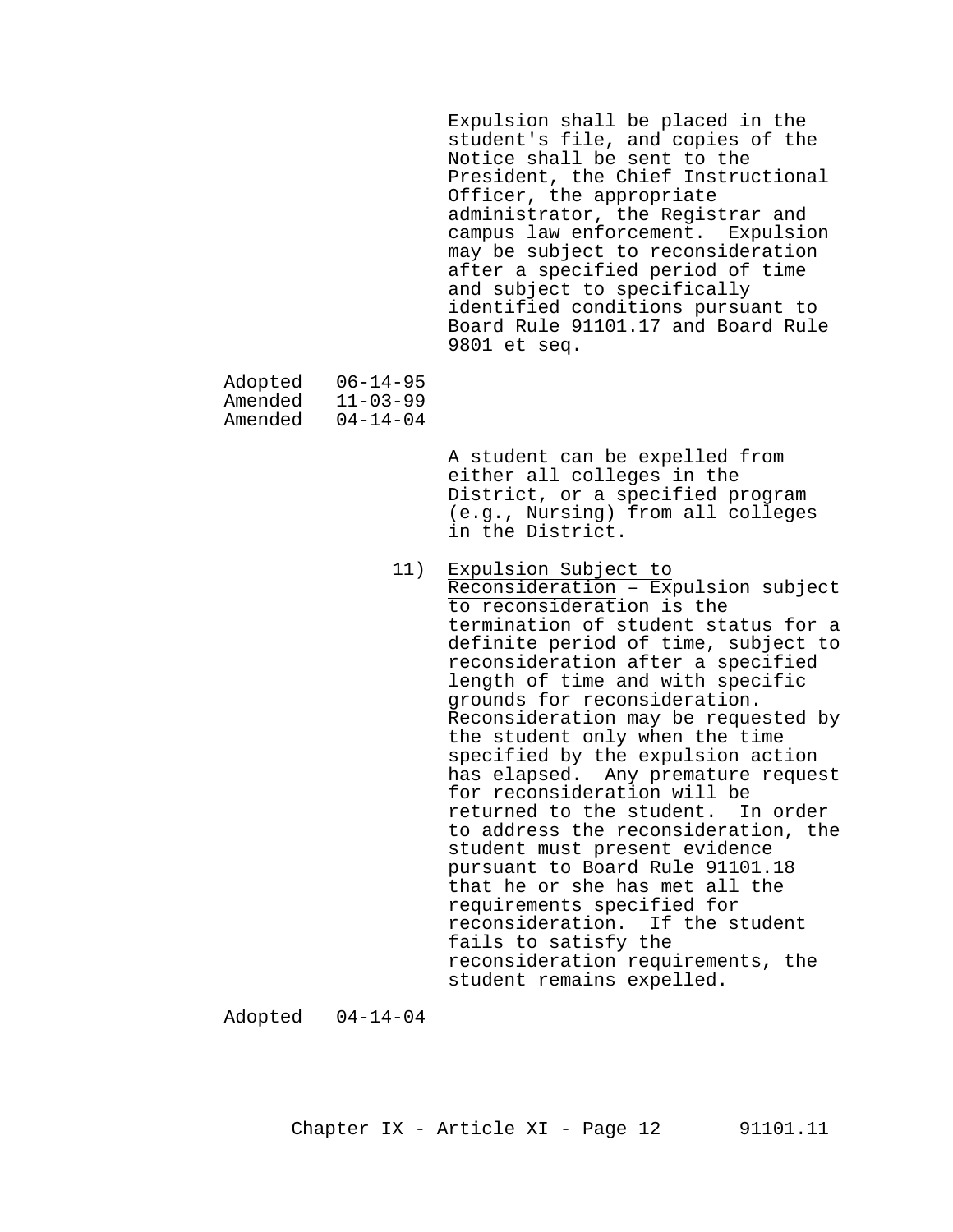Expulsion shall be placed in the student's file, and copies of the Notice shall be sent to the President, the Chief Instructional Officer, the appropriate administrator, the Registrar and campus law enforcement. Expulsion may be subject to reconsideration after a specified period of time and subject to specifically identified conditions pursuant to Board Rule 91101.17 and Board Rule 9801 et seq.

Adopted 06-14-95
Amended 11-03-99
Amended 04-14-04

A student can be expelled from either all colleges in the District, or a specified program (e.g., Nursing) from all colleges in the District.

11) <u>Expulsion Subject to Reconsideration</u> – Expulsion subject to reconsideration is the termination of student status for a definite period of time, subject to reconsideration after a specified length of time and with specific grounds for reconsideration. Reconsideration may be requested by the student only when the time specified by the expulsion action has elapsed. Any premature request for reconsideration will be returned to the student. In order to address the reconsideration, the student must present evidence pursuant to Board Rule 91101.18 that he or she has met all the requirements specified for reconsideration. If the student fails to satisfy the reconsideration requirements, the student remains expelled.

Adopted 04-14-04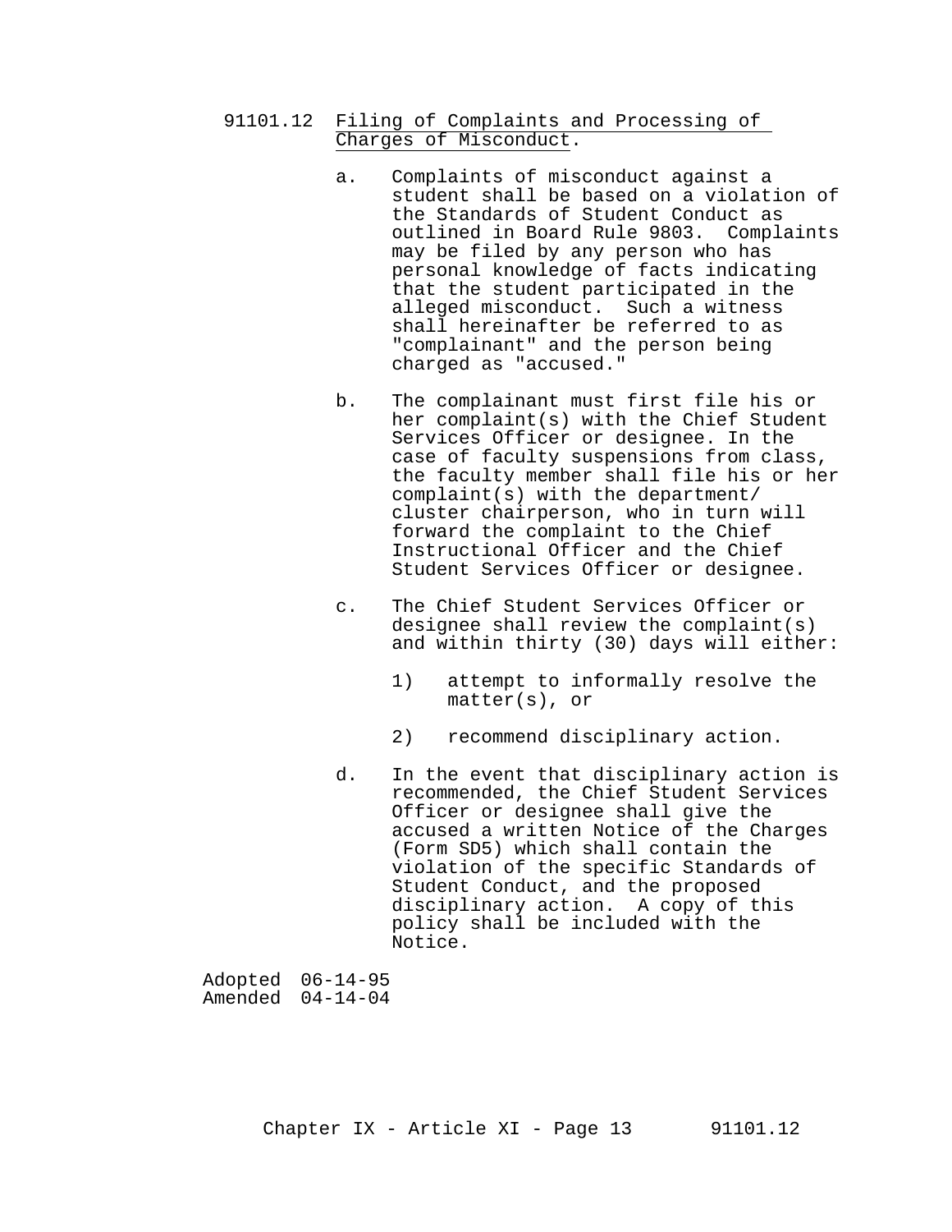91101.12 Filing of Complaints and Processing of Charges of Misconduct.

a. Complaints of misconduct against a student shall be based on a violation of the Standards of Student Conduct as outlined in Board Rule 9803. Complaints may be filed by any person who has personal knowledge of facts indicating that the student participated in the alleged misconduct. Such a witness shall hereinafter be referred to as "complainant" and the person being charged as "accused."

b. The complainant must first file his or her complaint(s) with the Chief Student Services Officer or designee. In the case of faculty suspensions from class, the faculty member shall file his or her complaint(s) with the department/ cluster chairperson, who in turn will forward the complaint to the Chief Instructional Officer and the Chief Student Services Officer or designee.

c. The Chief Student Services Officer or designee shall review the complaint(s) and within thirty (30) days will either:

   1) attempt to informally resolve the matter(s), or

   2) recommend disciplinary action.

d. In the event that disciplinary action is recommended, the Chief Student Services Officer or designee shall give the accused a written Notice of the Charges (Form SD5) which shall contain the violation of the specific Standards of Student Conduct, and the proposed disciplinary action. A copy of this policy shall be included with the Notice.

Adopted 06-14-95
Amended 04-14-04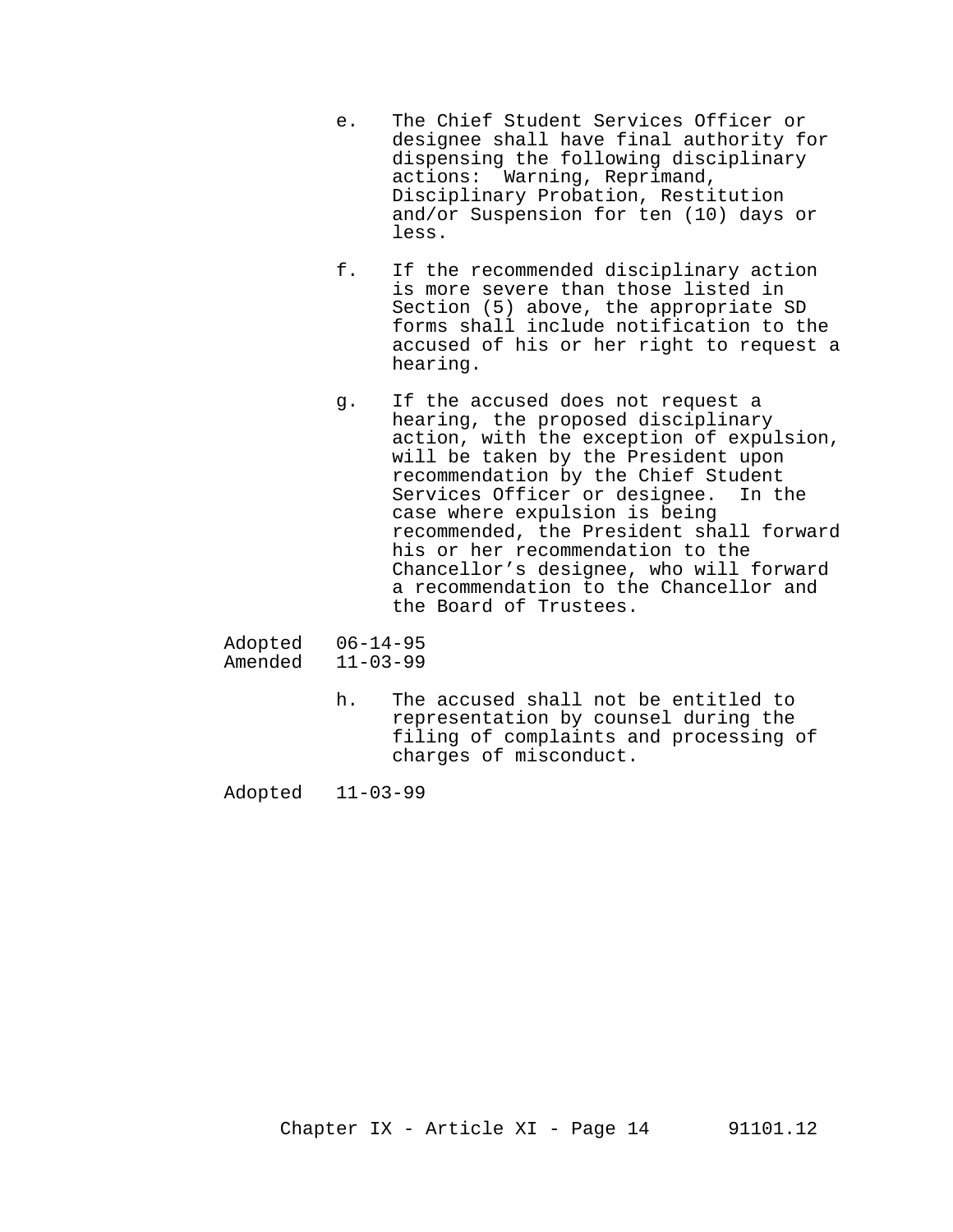e. The Chief Student Services Officer or designee shall have final authority for dispensing the following disciplinary actions: Warning, Reprimand, Disciplinary Probation, Restitution and/or Suspension for ten (10) days or less.

f. If the recommended disciplinary action is more severe than those listed in Section (5) above, the appropriate SD forms shall include notification to the accused of his or her right to request a hearing.

g. If the accused does not request a hearing, the proposed disciplinary action, with the exception of expulsion, will be taken by the President upon recommendation by the Chief Student Services Officer or designee. In the case where expulsion is being recommended, the President shall forward his or her recommendation to the Chancellor's designee, who will forward a recommendation to the Chancellor and the Board of Trustees.

Adopted 06-14-95
Amended 11-03-99

h. The accused shall not be entitled to representation by counsel during the filing of complaints and processing of charges of misconduct.

Adopted 11-03-99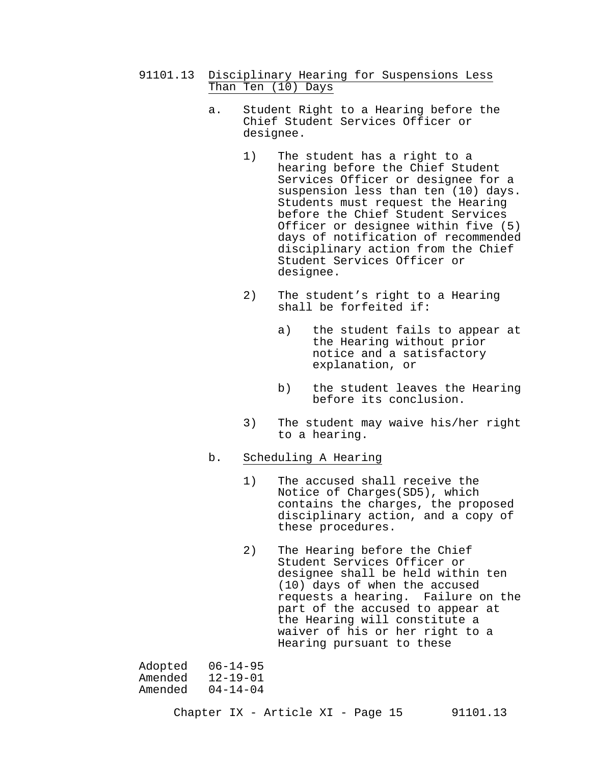## 91101.13 <u>Disciplinary Hearing for Suspensions Less Than Ten (10) Days</u>

a. Student Right to a Hearing before the Chief Student Services Officer or designee.

   1) The student has a right to a hearing before the Chief Student Services Officer or designee for a suspension less than ten (10) days. Students must request the Hearing before the Chief Student Services Officer or designee within five (5) days of notification of recommended disciplinary action from the Chief Student Services Officer or designee.

   2) The student's right to a Hearing shall be forfeited if:

      a) the student fails to appear at the Hearing without prior notice and a satisfactory explanation, or

      b) the student leaves the Hearing before its conclusion.

   3) The student may waive his/her right to a hearing.

b. <u>Scheduling A Hearing</u>

   1) The accused shall receive the Notice of Charges(SD5), which contains the charges, the proposed disciplinary action, and a copy of these procedures.

   2) The Hearing before the Chief Student Services Officer or designee shall be held within ten (10) days of when the accused requests a hearing. Failure on the part of the accused to appear at the Hearing will constitute a waiver of his or her right to a Hearing pursuant to these

Adopted 06-14-95
Amended 12-19-01
Amended 04-14-04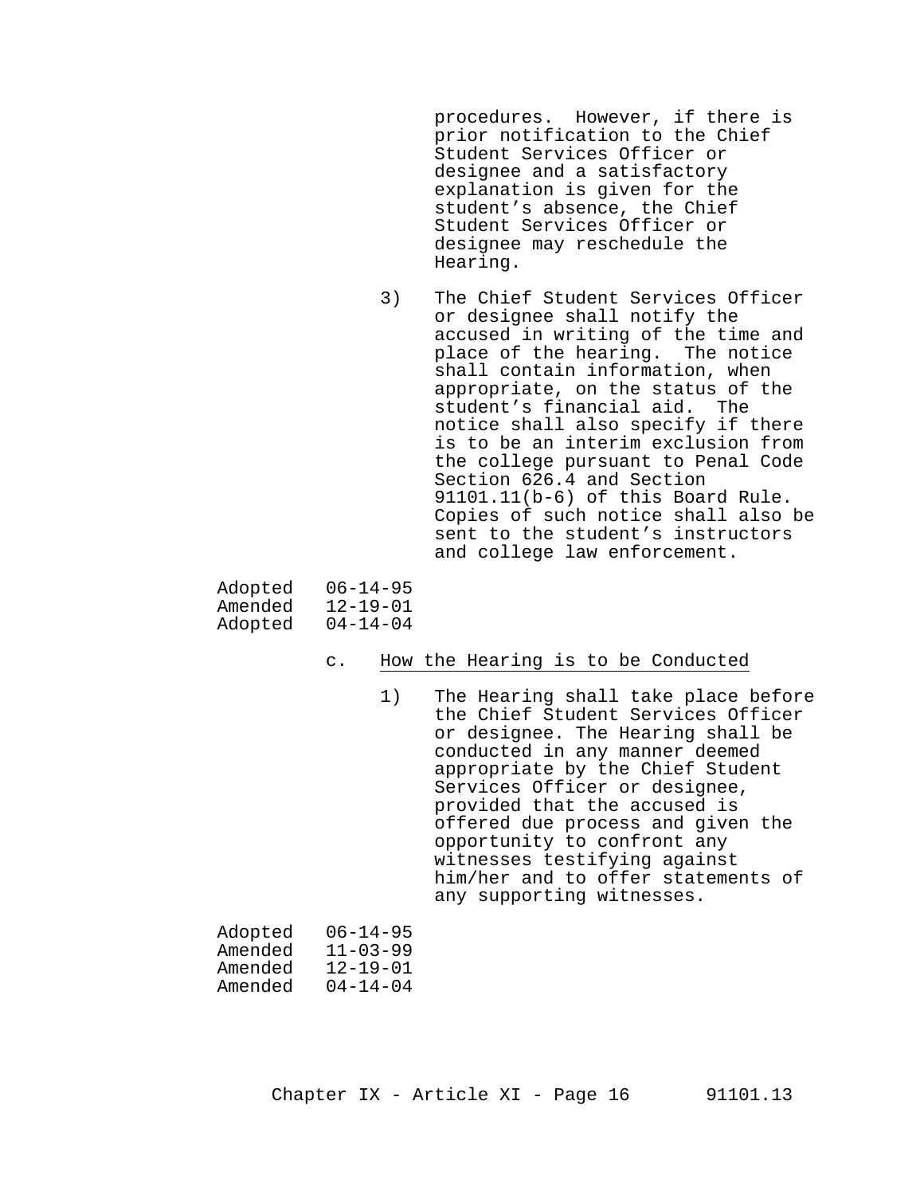procedures. However, if there is prior notification to the Chief Student Services Officer or designee and a satisfactory explanation is given for the student's absence, the Chief Student Services Officer or designee may reschedule the Hearing.

3) The Chief Student Services Officer or designee shall notify the accused in writing of the time and place of the hearing. The notice shall contain information, when appropriate, on the status of the student's financial aid. The notice shall also specify if there is to be an interim exclusion from the college pursuant to Penal Code Section 626.4 and Section 91101.11(b-6) of this Board Rule. Copies of such notice shall also be sent to the student's instructors and college law enforcement.

Adopted 06-14-95
Amended 12-19-01
Adopted 04-14-04

c. How the Hearing is to be Conducted

1) The Hearing shall take place before the Chief Student Services Officer or designee. The Hearing shall be conducted in any manner deemed appropriate by the Chief Student Services Officer or designee, provided that the accused is offered due process and given the opportunity to confront any witnesses testifying against him/her and to offer statements of any supporting witnesses.

Adopted 06-14-95
Amended 11-03-99
Amended 12-19-01
Amended 04-14-04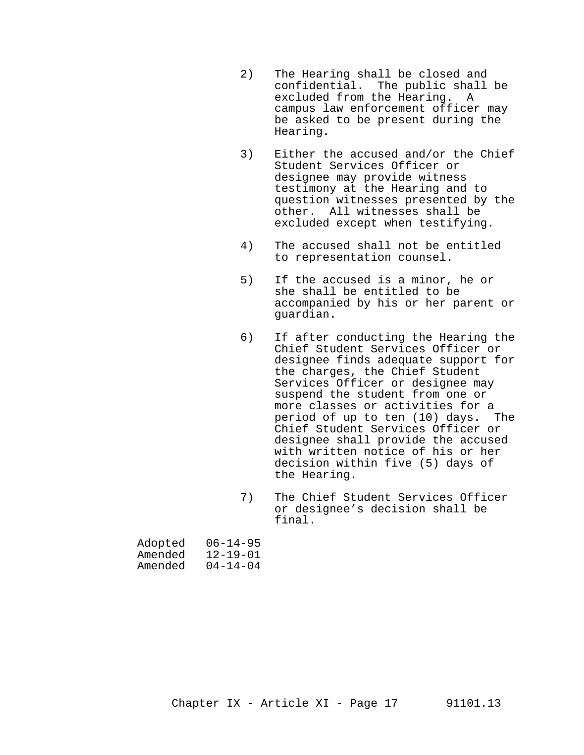2) The Hearing shall be closed and confidential. The public shall be excluded from the Hearing. A campus law enforcement officer may be asked to be present during the Hearing.

3) Either the accused and/or the Chief Student Services Officer or designee may provide witness testimony at the Hearing and to question witnesses presented by the other. All witnesses shall be excluded except when testifying.

4) The accused shall not be entitled to representation counsel.

5) If the accused is a minor, he or she shall be entitled to be accompanied by his or her parent or guardian.

6) If after conducting the Hearing the Chief Student Services Officer or designee finds adequate support for the charges, the Chief Student Services Officer or designee may suspend the student from one or more classes or activities for a period of up to ten (10) days. The Chief Student Services Officer or designee shall provide the accused with written notice of his or her decision within five (5) days of the Hearing.

7) The Chief Student Services Officer or designee’s decision shall be final.

Adopted 06-14-95
Amended 12-19-01
Amended 04-14-04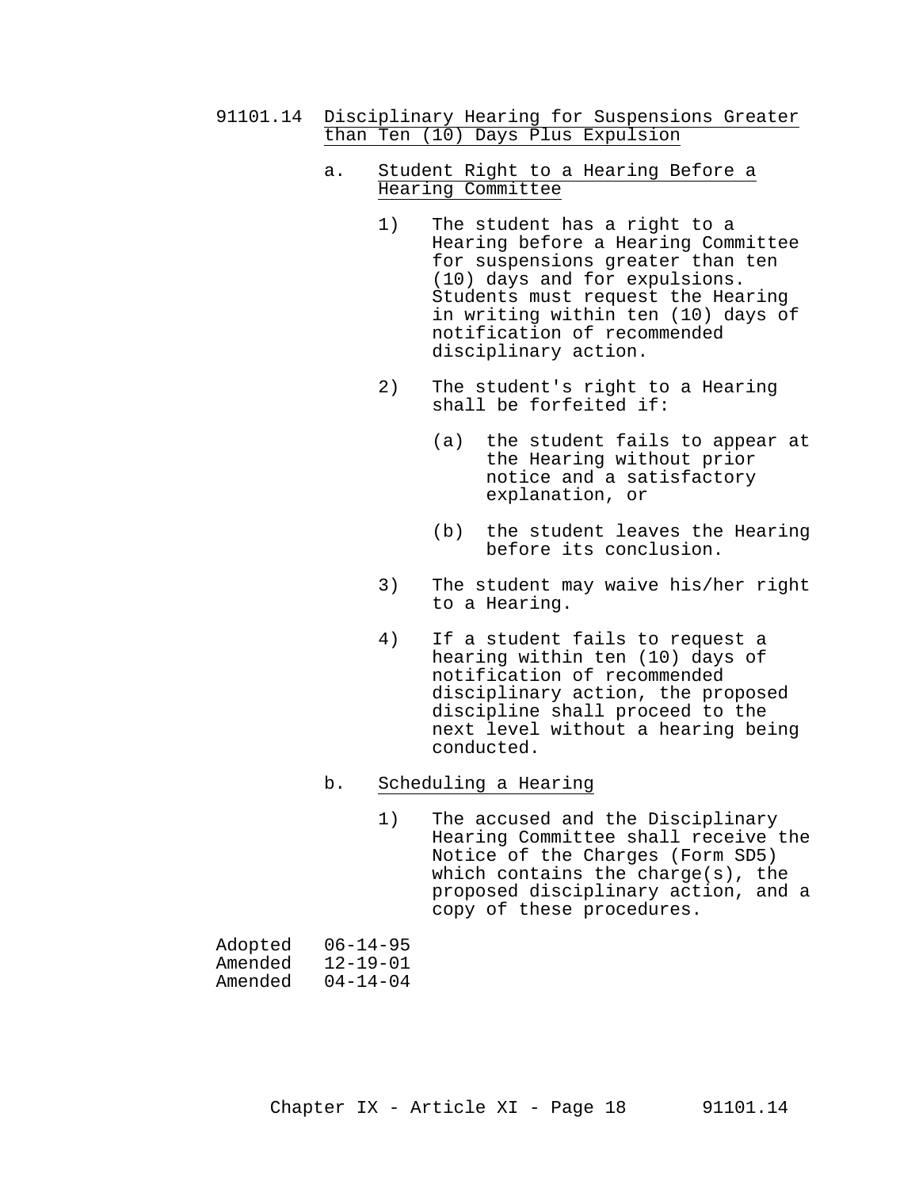## 91101.14 Disciplinary Hearing for Suspensions Greater than Ten (10) Days Plus Expulsion

### a. Student Right to a Hearing Before a Hearing Committee

1) The student has a right to a Hearing before a Hearing Committee for suspensions greater than ten (10) days and for expulsions. Students must request the Hearing in writing within ten (10) days of notification of recommended disciplinary action.

2) The student's right to a Hearing shall be forfeited if:

   (a) the student fails to appear at the Hearing without prior notice and a satisfactory explanation, or

   (b) the student leaves the Hearing before its conclusion.

3) The student may waive his/her right to a Hearing.

4) If a student fails to request a hearing within ten (10) days of notification of recommended disciplinary action, the proposed discipline shall proceed to the next level without a hearing being conducted.

### b. Scheduling a Hearing

1) The accused and the Disciplinary Hearing Committee shall receive the Notice of the Charges (Form SD5) which contains the charge(s), the proposed disciplinary action, and a copy of these procedures.

Adopted 06-14-95
Amended 12-19-01
Amended 04-14-04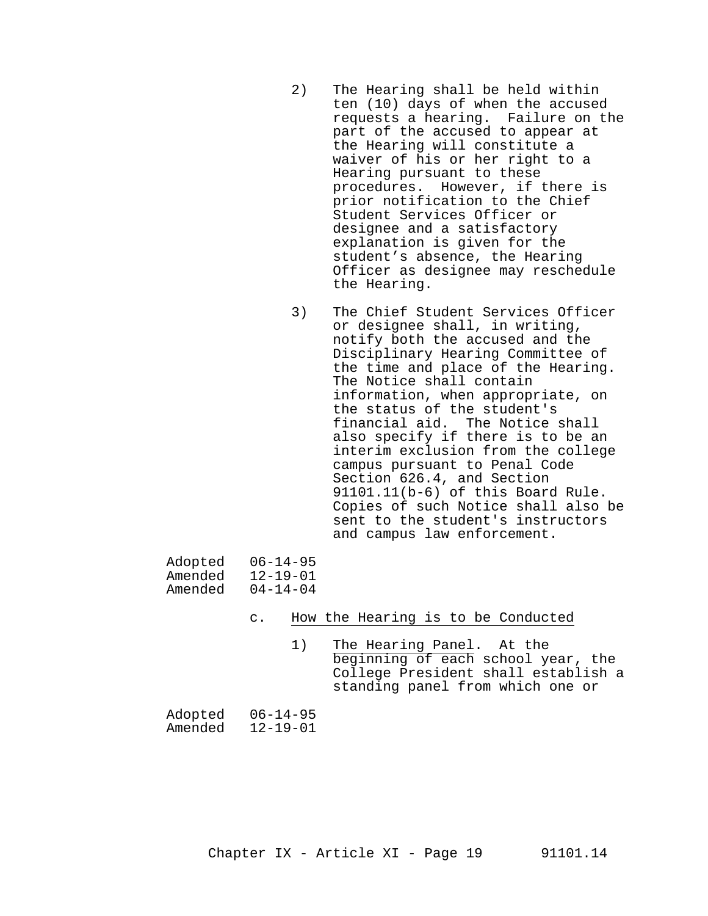2) The Hearing shall be held within ten (10) days of when the accused requests a hearing. Failure on the part of the accused to appear at the Hearing will constitute a waiver of his or her right to a Hearing pursuant to these procedures. However, if there is prior notification to the Chief Student Services Officer or designee and a satisfactory explanation is given for the student's absence, the Hearing Officer as designee may reschedule the Hearing.

3) The Chief Student Services Officer or designee shall, in writing, notify both the accused and the Disciplinary Hearing Committee of the time and place of the Hearing. The Notice shall contain information, when appropriate, on the status of the student's financial aid. The Notice shall also specify if there is to be an interim exclusion from the college campus pursuant to Penal Code Section 626.4, and Section 91101.11(b-6) of this Board Rule. Copies of such Notice shall also be sent to the student's instructors and campus law enforcement.

Adopted 06-14-95
Amended 12-19-01
Amended 04-14-04

c. How the Hearing is to be Conducted

1) The Hearing Panel. At the beginning of each school year, the College President shall establish a standing panel from which one or

Adopted 06-14-95
Amended 12-19-01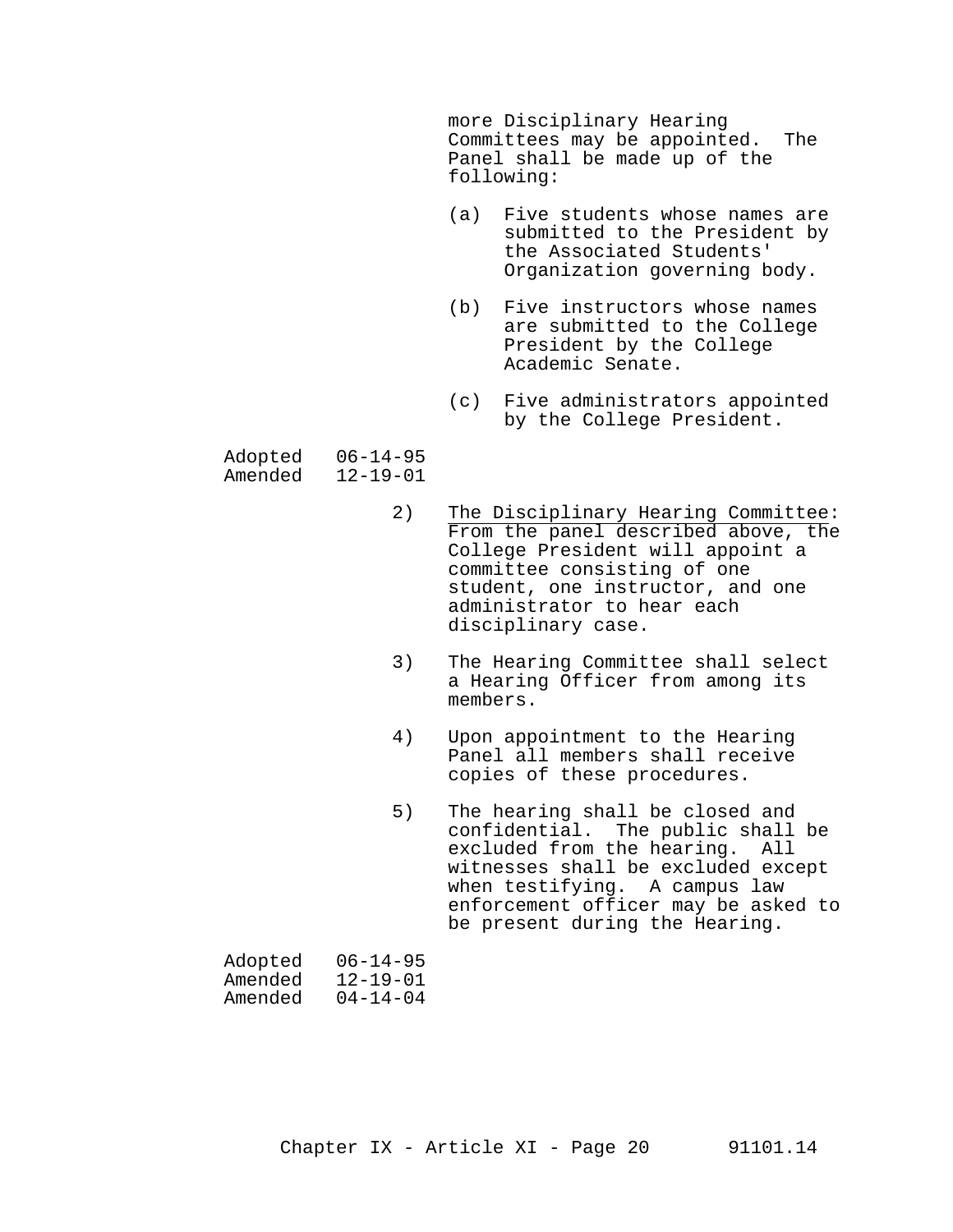more Disciplinary Hearing Committees may be appointed. The Panel shall be made up of the following:

(a) Five students whose names are submitted to the President by the Associated Students' Organization governing body.

(b) Five instructors whose names are submitted to the College President by the College Academic Senate.

(c) Five administrators appointed by the College President.

Adopted 06-14-95
Amended 12-19-01

2) The Disciplinary Hearing Committee: From the panel described above, the College President will appoint a committee consisting of one student, one instructor, and one administrator to hear each disciplinary case.

3) The Hearing Committee shall select a Hearing Officer from among its members.

4) Upon appointment to the Hearing Panel all members shall receive copies of these procedures.

5) The hearing shall be closed and confidential. The public shall be excluded from the hearing. All witnesses shall be excluded except when testifying. A campus law enforcement officer may be asked to be present during the Hearing.

Adopted 06-14-95
Amended 12-19-01
Amended 04-14-04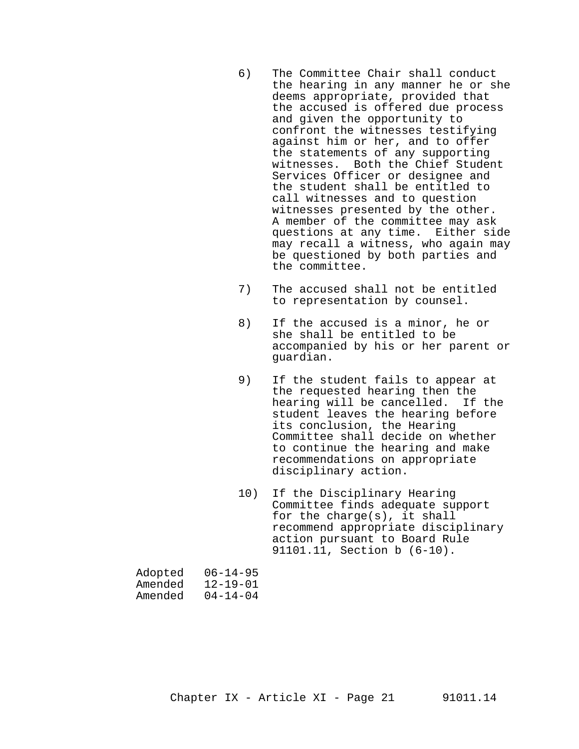6) The Committee Chair shall conduct the hearing in any manner he or she deems appropriate, provided that the accused is offered due process and given the opportunity to confront the witnesses testifying against him or her, and to offer the statements of any supporting witnesses. Both the Chief Student Services Officer or designee and the student shall be entitled to call witnesses and to question witnesses presented by the other. A member of the committee may ask questions at any time. Either side may recall a witness, who again may be questioned by both parties and the committee.

7) The accused shall not be entitled to representation by counsel.

8) If the accused is a minor, he or she shall be entitled to be accompanied by his or her parent or guardian.

9) If the student fails to appear at the requested hearing then the hearing will be cancelled. If the student leaves the hearing before its conclusion, the Hearing Committee shall decide on whether to continue the hearing and make recommendations on appropriate disciplinary action.

10) If the Disciplinary Hearing Committee finds adequate support for the charge(s), it shall recommend appropriate disciplinary action pursuant to Board Rule 91101.11, Section b (6-10).

Adopted 06-14-95
Amended 12-19-01
Amended 04-14-04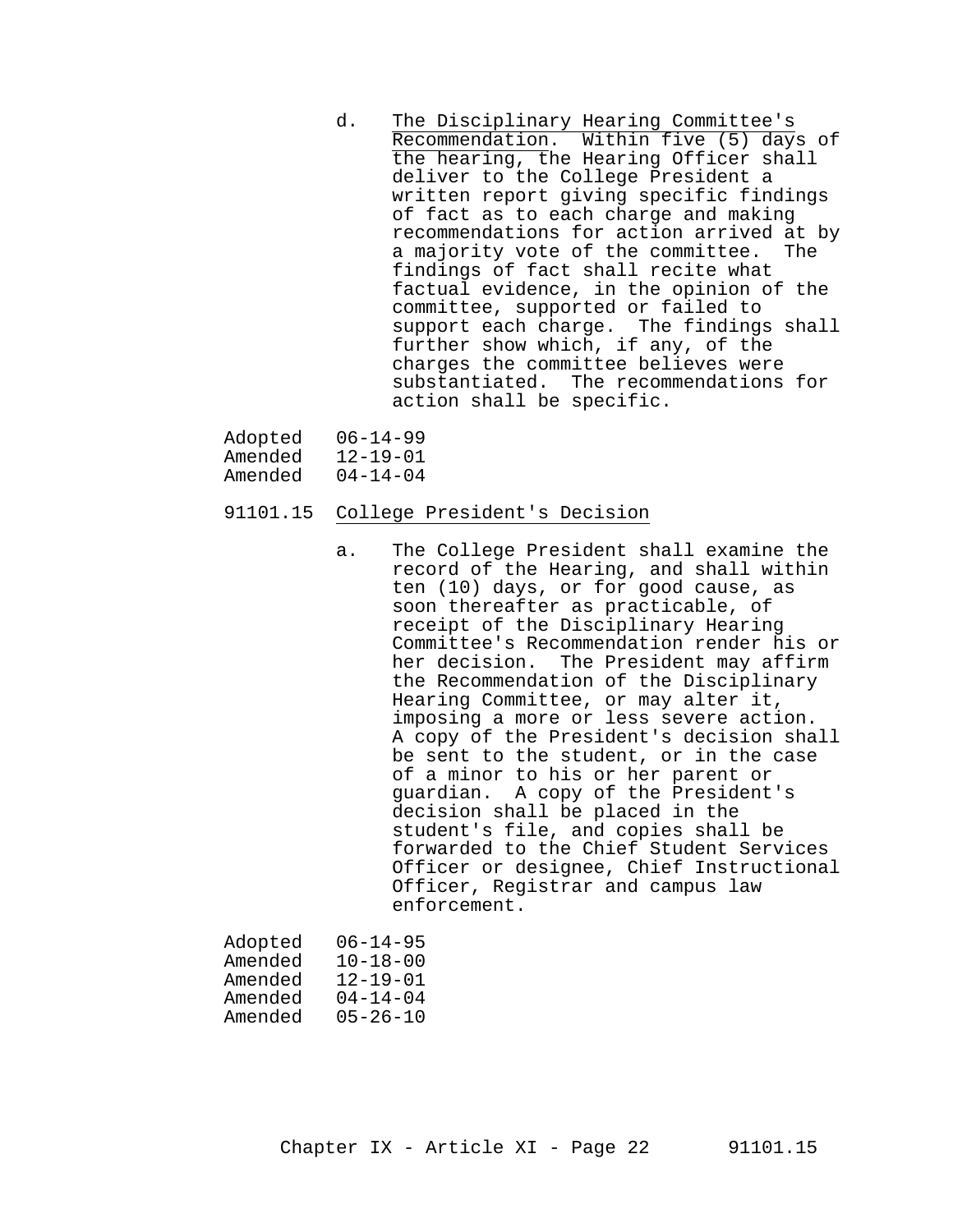d. The Disciplinary Hearing Committee's Recommendation. Within five (5) days of the hearing, the Hearing Officer shall deliver to the College President a written report giving specific findings of fact as to each charge and making recommendations for action arrived at by a majority vote of the committee. The findings of fact shall recite what factual evidence, in the opinion of the committee, supported or failed to support each charge. The findings shall further show which, if any, of the charges the committee believes were substantiated. The recommendations for action shall be specific.

Adopted 06-14-99
Amended 12-19-01
Amended 04-14-04

## 91101.15 College President's Decision

a. The College President shall examine the record of the Hearing, and shall within ten (10) days, or for good cause, as soon thereafter as practicable, of receipt of the Disciplinary Hearing Committee's Recommendation render his or her decision. The President may affirm the Recommendation of the Disciplinary Hearing Committee, or may alter it, imposing a more or less severe action. A copy of the President's decision shall be sent to the student, or in the case of a minor to his or her parent or guardian. A copy of the President's decision shall be placed in the student's file, and copies shall be forwarded to the Chief Student Services Officer or designee, Chief Instructional Officer, Registrar and campus law enforcement.

Adopted 06-14-95
Amended 10-18-00
Amended 12-19-01
Amended 04-14-04
Amended 05-26-10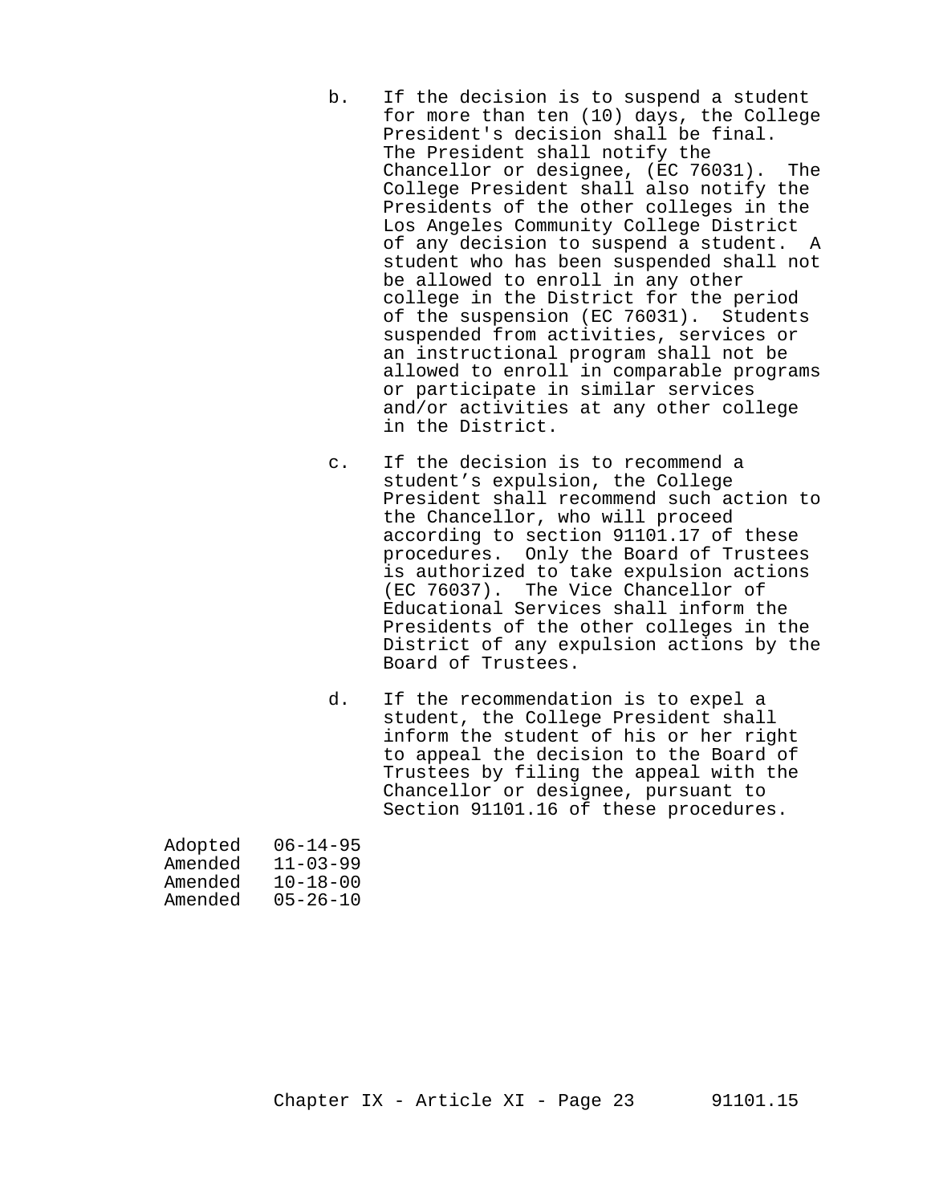b. If the decision is to suspend a student for more than ten (10) days, the College President's decision shall be final. The President shall notify the Chancellor or designee, (EC 76031). The College President shall also notify the Presidents of the other colleges in the Los Angeles Community College District of any decision to suspend a student. A student who has been suspended shall not be allowed to enroll in any other college in the District for the period of the suspension (EC 76031). Students suspended from activities, services or an instructional program shall not be allowed to enroll in comparable programs or participate in similar services and/or activities at any other college in the District.

c. If the decision is to recommend a student's expulsion, the College President shall recommend such action to the Chancellor, who will proceed according to section 91101.17 of these procedures. Only the Board of Trustees is authorized to take expulsion actions (EC 76037). The Vice Chancellor of Educational Services shall inform the Presidents of the other colleges in the District of any expulsion actions by the Board of Trustees.

d. If the recommendation is to expel a student, the College President shall inform the student of his or her right to appeal the decision to the Board of Trustees by filing the appeal with the Chancellor or designee, pursuant to Section 91101.16 of these procedures.

Adopted 06-14-95
Amended 11-03-99
Amended 10-18-00
Amended 05-26-10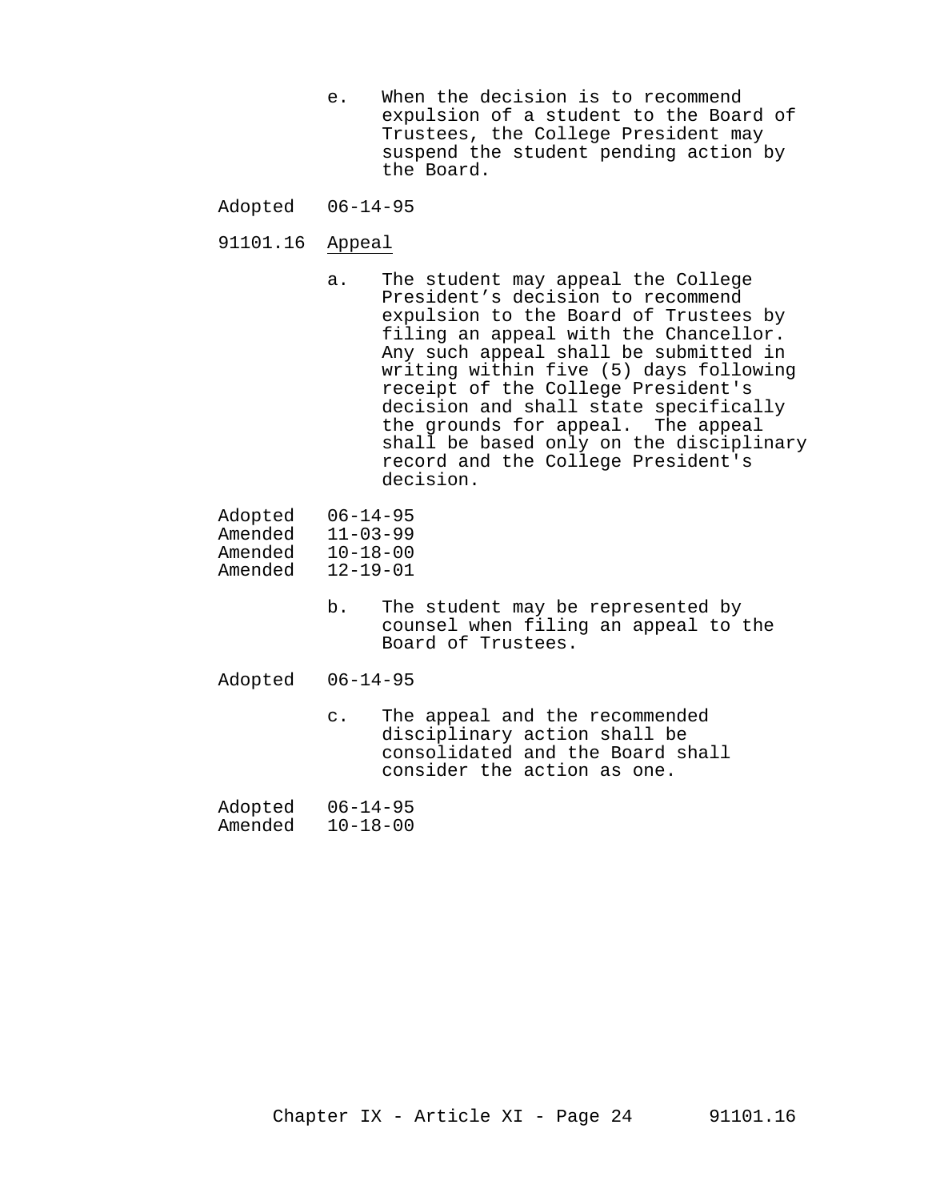e. When the decision is to recommend expulsion of a student to the Board of Trustees, the College President may suspend the student pending action by the Board.

Adopted 06-14-95

91101.16 <u>Appeal</u>

a. The student may appeal the College President's decision to recommend expulsion to the Board of Trustees by filing an appeal with the Chancellor. Any such appeal shall be submitted in writing within five (5) days following receipt of the College President's decision and shall state specifically the grounds for appeal. The appeal shall be based only on the disciplinary record and the College President's decision.

Adopted 06-14-95
Amended 11-03-99
Amended 10-18-00
Amended 12-19-01

b. The student may be represented by counsel when filing an appeal to the Board of Trustees.

Adopted 06-14-95

c. The appeal and the recommended disciplinary action shall be consolidated and the Board shall consider the action as one.

Adopted 06-14-95
Amended 10-18-00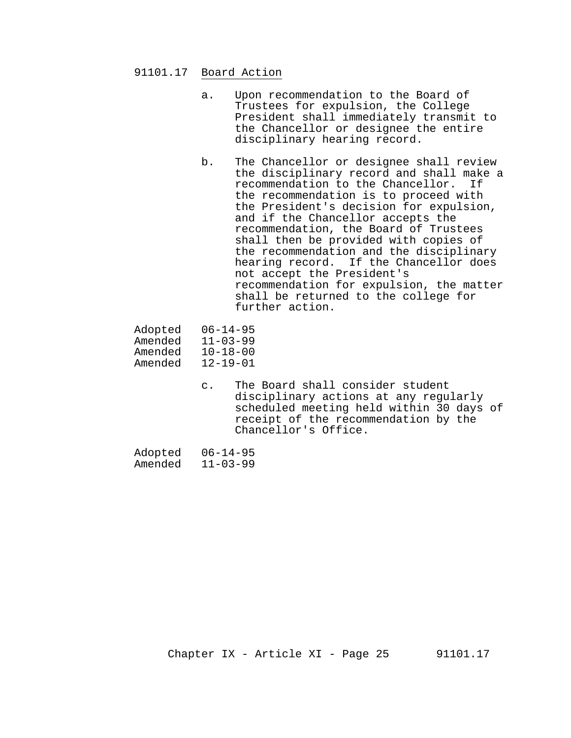## 91101.17 Board Action

a. Upon recommendation to the Board of Trustees for expulsion, the College President shall immediately transmit to the Chancellor or designee the entire disciplinary hearing record.

b. The Chancellor or designee shall review the disciplinary record and shall make a recommendation to the Chancellor. If the recommendation is to proceed with the President's decision for expulsion, and if the Chancellor accepts the recommendation, the Board of Trustees shall then be provided with copies of the recommendation and the disciplinary hearing record. If the Chancellor does not accept the President's recommendation for expulsion, the matter shall be returned to the college for further action.

Adopted 06-14-95
Amended 11-03-99
Amended 10-18-00
Amended 12-19-01

c. The Board shall consider student disciplinary actions at any regularly scheduled meeting held within 30 days of receipt of the recommendation by the Chancellor's Office.

Adopted 06-14-95
Amended 11-03-99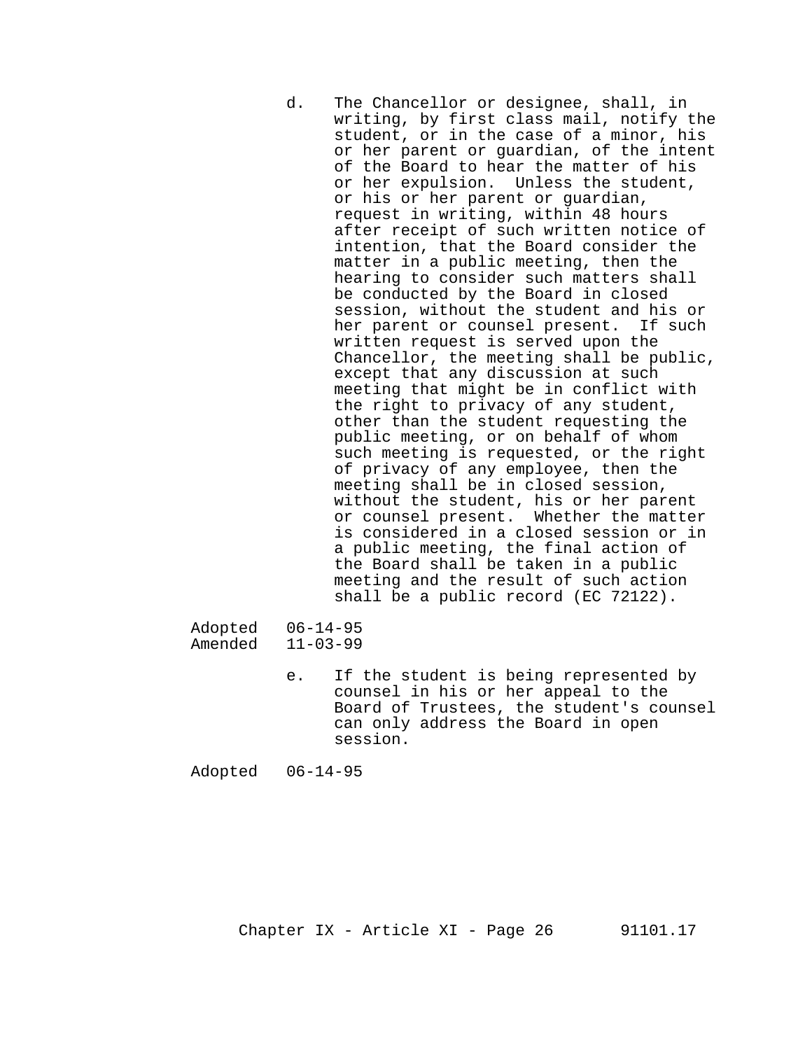d. The Chancellor or designee, shall, in writing, by first class mail, notify the student, or in the case of a minor, his or her parent or guardian, of the intent of the Board to hear the matter of his or her expulsion. Unless the student, or his or her parent or guardian, request in writing, within 48 hours after receipt of such written notice of intention, that the Board consider the matter in a public meeting, then the hearing to consider such matters shall be conducted by the Board in closed session, without the student and his or her parent or counsel present. If such written request is served upon the Chancellor, the meeting shall be public, except that any discussion at such meeting that might be in conflict with the right to privacy of any student, other than the student requesting the public meeting, or on behalf of whom such meeting is requested, or the right of privacy of any employee, then the meeting shall be in closed session, without the student, his or her parent or counsel present. Whether the matter is considered in a closed session or in a public meeting, the final action of the Board shall be taken in a public meeting and the result of such action shall be a public record (EC 72122).

Adopted 06-14-95
Amended 11-03-99

e. If the student is being represented by counsel in his or her appeal to the Board of Trustees, the student's counsel can only address the Board in open session.

Adopted 06-14-95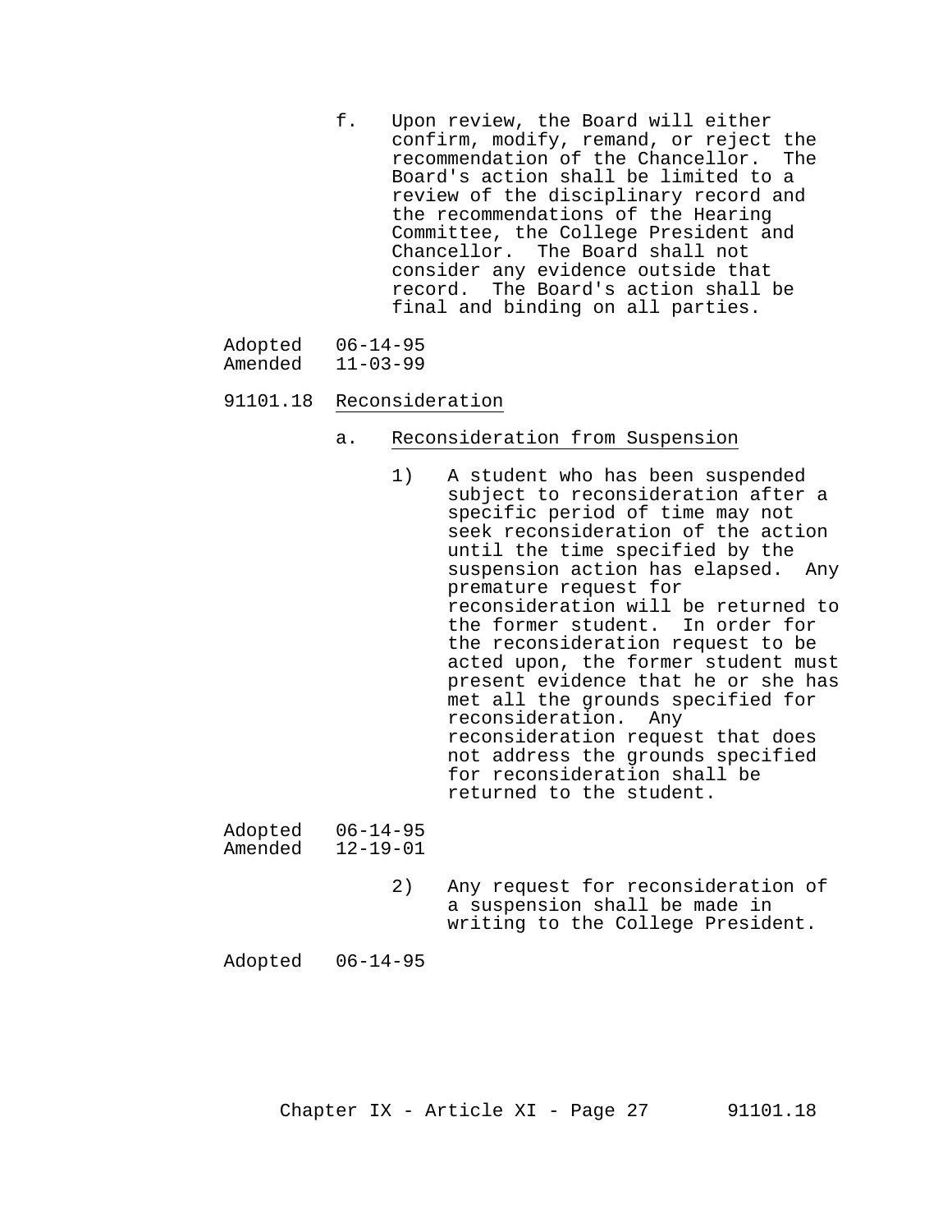f. Upon review, the Board will either confirm, modify, remand, or reject the recommendation of the Chancellor. The Board's action shall be limited to a review of the disciplinary record and the recommendations of the Hearing Committee, the College President and Chancellor. The Board shall not consider any evidence outside that record. The Board's action shall be final and binding on all parties.

Adopted 06-14-95
Amended 11-03-99

91101.18 Reconsideration

a. Reconsideration from Suspension

1) A student who has been suspended subject to reconsideration after a specific period of time may not seek reconsideration of the action until the time specified by the suspension action has elapsed. Any premature request for reconsideration will be returned to the former student. In order for the reconsideration request to be acted upon, the former student must present evidence that he or she has met all the grounds specified for reconsideration. Any reconsideration request that does not address the grounds specified for reconsideration shall be returned to the student.

Adopted 06-14-95
Amended 12-19-01

2) Any request for reconsideration of a suspension shall be made in writing to the College President.

Adopted 06-14-95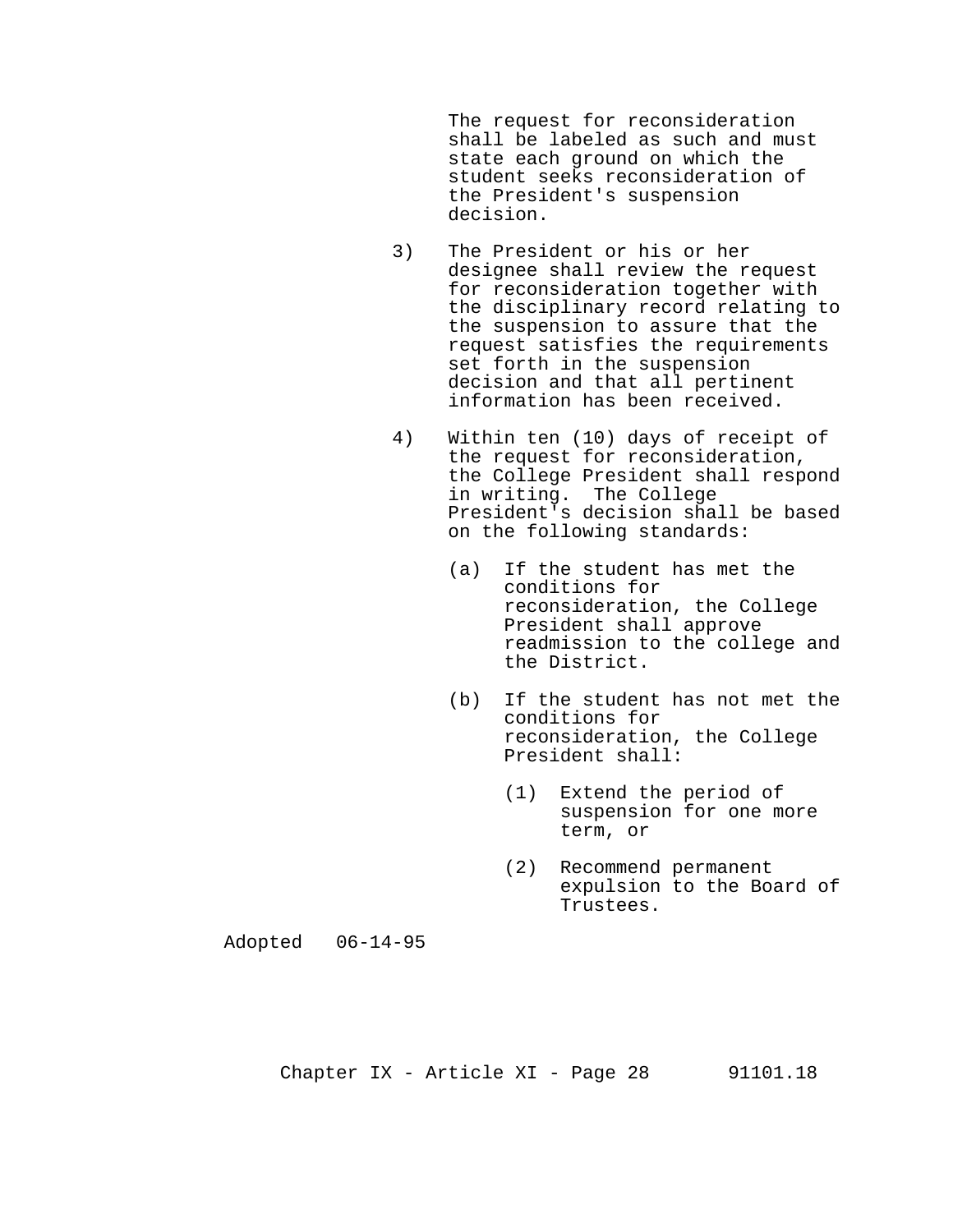The request for reconsideration shall be labeled as such and must state each ground on which the student seeks reconsideration of the President's suspension decision.

3) The President or his or her designee shall review the request for reconsideration together with the disciplinary record relating to the suspension to assure that the request satisfies the requirements set forth in the suspension decision and that all pertinent information has been received.

4) Within ten (10) days of receipt of the request for reconsideration, the College President shall respond in writing. The College President's decision shall be based on the following standards:

   (a) If the student has met the conditions for reconsideration, the College President shall approve readmission to the college and the District.

   (b) If the student has not met the conditions for reconsideration, the College President shall:

      (1) Extend the period of suspension for one more term, or

      (2) Recommend permanent expulsion to the Board of Trustees.

Adopted 06-14-95

Chapter IX - Article XI - Page 28 91101.18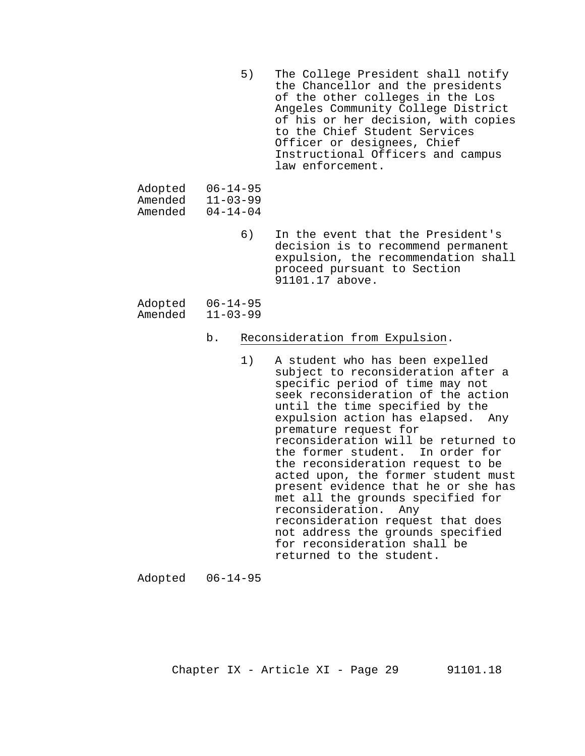5) The College President shall notify the Chancellor and the presidents of the other colleges in the Los Angeles Community College District of his or her decision, with copies to the Chief Student Services Officer or designees, Chief Instructional Officers and campus law enforcement.

Adopted 06-14-95
Amended 11-03-99
Amended 04-14-04

6) In the event that the President's decision is to recommend permanent expulsion, the recommendation shall proceed pursuant to Section 91101.17 above.

Adopted 06-14-95
Amended 11-03-99

b. Reconsideration from Expulsion.

1) A student who has been expelled subject to reconsideration after a specific period of time may not seek reconsideration of the action until the time specified by the expulsion action has elapsed. Any premature request for reconsideration will be returned to the former student. In order for the reconsideration request to be acted upon, the former student must present evidence that he or she has met all the grounds specified for reconsideration. Any reconsideration request that does not address the grounds specified for reconsideration shall be returned to the student.

Adopted 06-14-95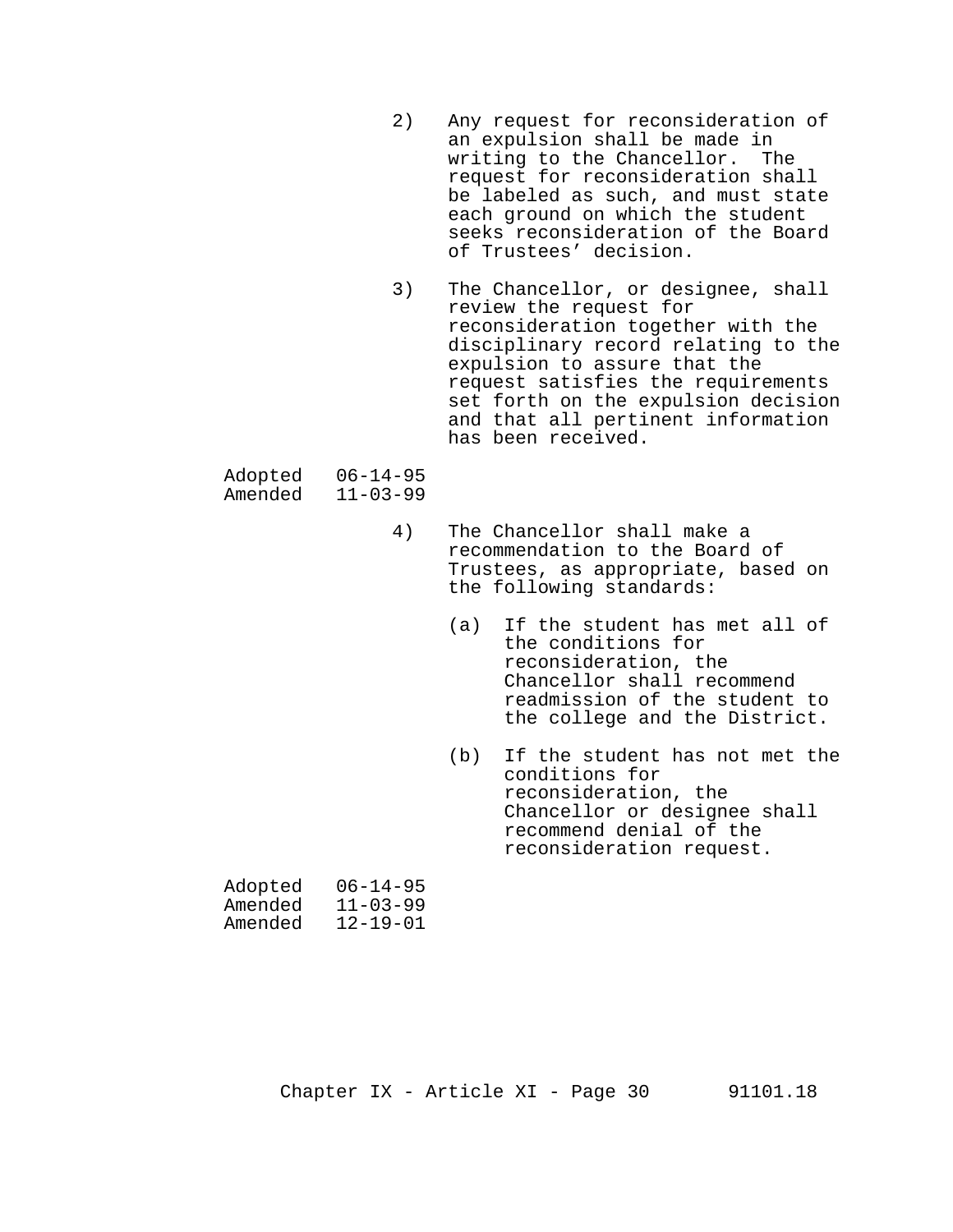2) Any request for reconsideration of an expulsion shall be made in writing to the Chancellor. The request for reconsideration shall be labeled as such, and must state each ground on which the student seeks reconsideration of the Board of Trustees' decision.

3) The Chancellor, or designee, shall review the request for reconsideration together with the disciplinary record relating to the expulsion to assure that the request satisfies the requirements set forth on the expulsion decision and that all pertinent information has been received.

Adopted 06-14-95
Amended 11-03-99

4) The Chancellor shall make a recommendation to the Board of Trustees, as appropriate, based on the following standards:

(a) If the student has met all of the conditions for reconsideration, the Chancellor shall recommend readmission of the student to the college and the District.

(b) If the student has not met the conditions for reconsideration, the Chancellor or designee shall recommend denial of the reconsideration request.

Adopted 06-14-95
Amended 11-03-99
Amended 12-19-01

Chapter IX - Article XI - Page 30 91101.18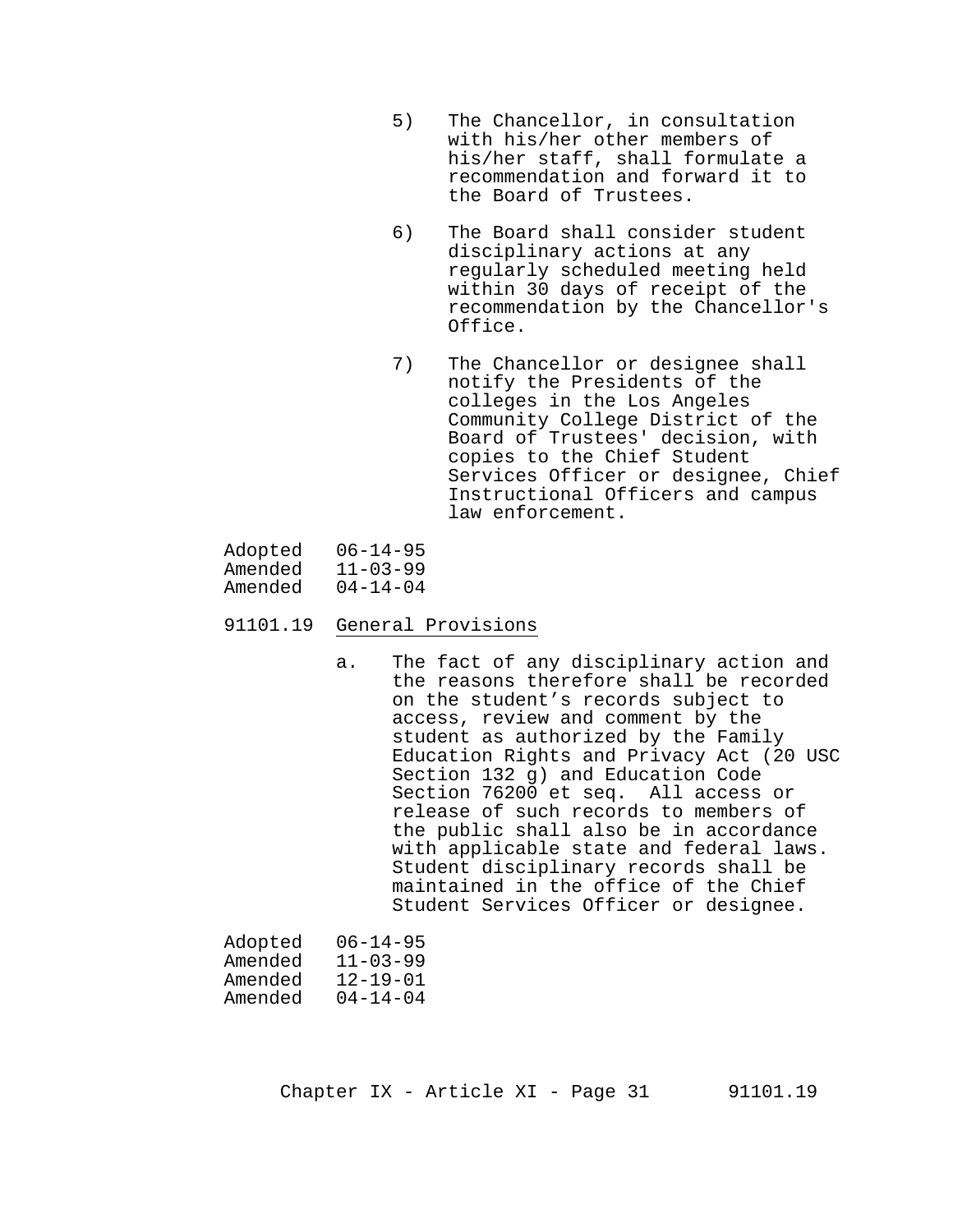5) The Chancellor, in consultation with his/her other members of his/her staff, shall formulate a recommendation and forward it to the Board of Trustees.

6) The Board shall consider student disciplinary actions at any regularly scheduled meeting held within 30 days of receipt of the recommendation by the Chancellor's Office.

7) The Chancellor or designee shall notify the Presidents of the colleges in the Los Angeles Community College District of the Board of Trustees' decision, with copies to the Chief Student Services Officer or designee, Chief Instructional Officers and campus law enforcement.

Adopted 06-14-95
Amended 11-03-99
Amended 04-14-04

91101.19 <u>General Provisions</u>

a. The fact of any disciplinary action and the reasons therefore shall be recorded on the student’s records subject to access, review and comment by the student as authorized by the Family Education Rights and Privacy Act (20 USC Section 132 g) and Education Code Section 76200 et seq. All access or release of such records to members of the public shall also be in accordance with applicable state and federal laws. Student disciplinary records shall be maintained in the office of the Chief Student Services Officer or designee.

Adopted 06-14-95
Amended 11-03-99
Amended 12-19-01
Amended 04-14-04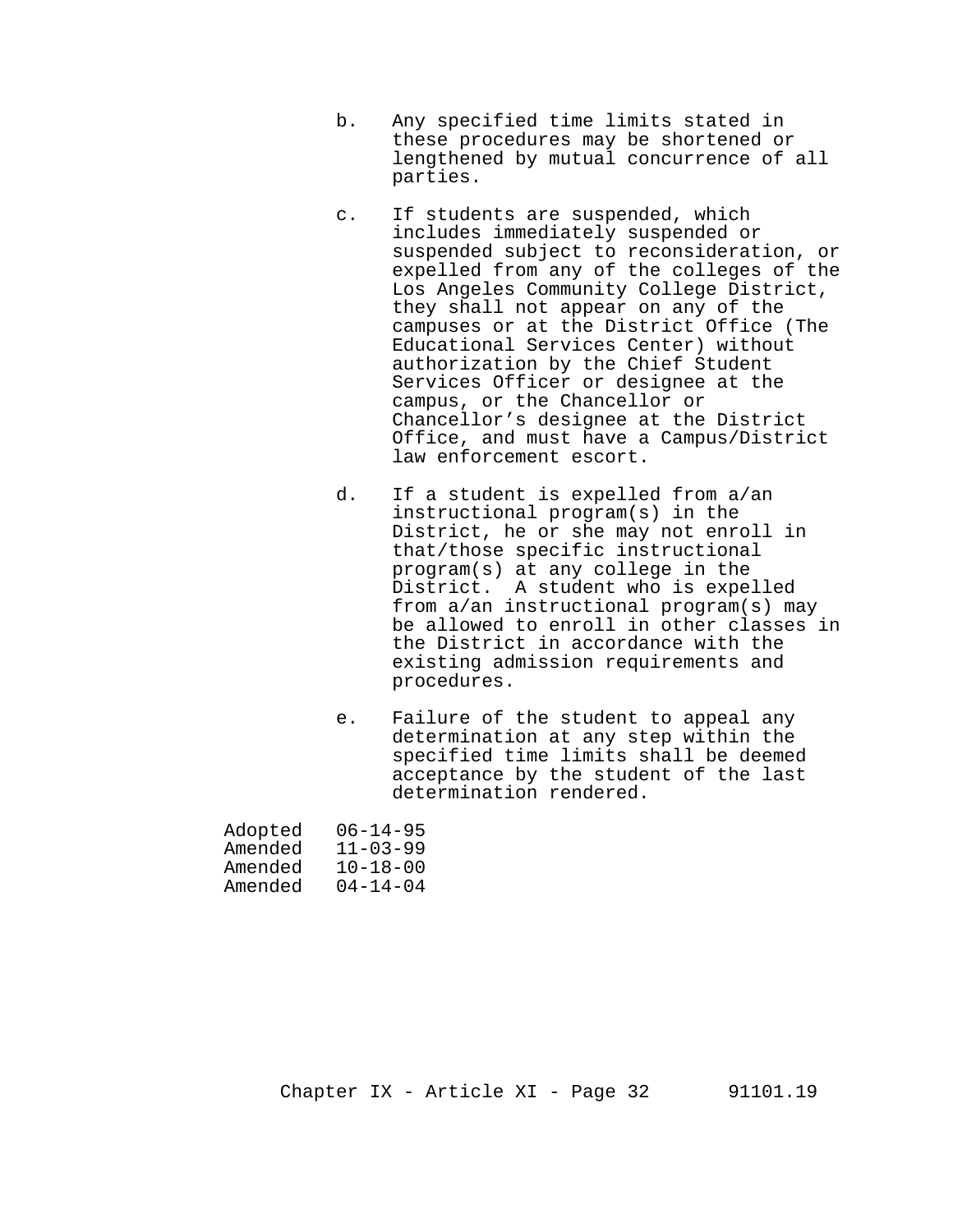b. Any specified time limits stated in these procedures may be shortened or lengthened by mutual concurrence of all parties.

c. If students are suspended, which includes immediately suspended or suspended subject to reconsideration, or expelled from any of the colleges of the Los Angeles Community College District, they shall not appear on any of the campuses or at the District Office (The Educational Services Center) without authorization by the Chief Student Services Officer or designee at the campus, or the Chancellor or Chancellor's designee at the District Office, and must have a Campus/District law enforcement escort.

d. If a student is expelled from a/an instructional program(s) in the District, he or she may not enroll in that/those specific instructional program(s) at any college in the District. A student who is expelled from a/an instructional program(s) may be allowed to enroll in other classes in the District in accordance with the existing admission requirements and procedures.

e. Failure of the student to appeal any determination at any step within the specified time limits shall be deemed acceptance by the student of the last determination rendered.

Adopted 06-14-95
Amended 11-03-99
Amended 10-18-00
Amended 04-14-04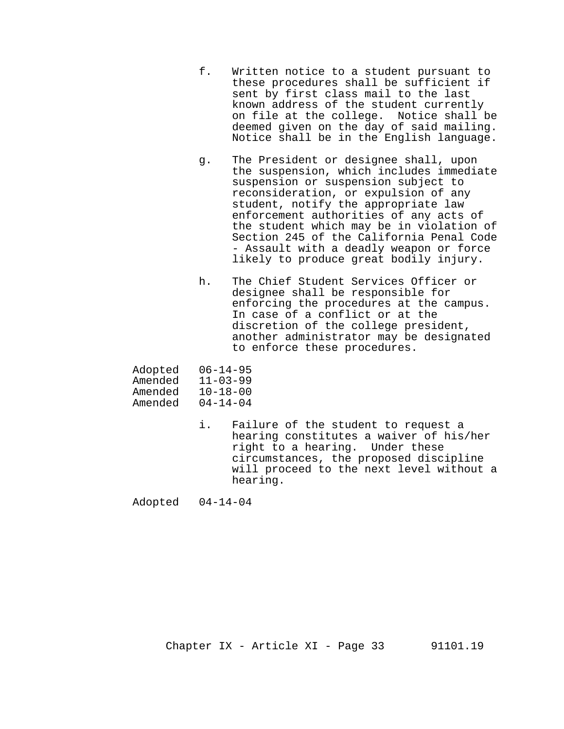f. Written notice to a student pursuant to these procedures shall be sufficient if sent by first class mail to the last known address of the student currently on file at the college. Notice shall be deemed given on the day of said mailing. Notice shall be in the English language.

g. The President or designee shall, upon the suspension, which includes immediate suspension or suspension subject to reconsideration, or expulsion of any student, notify the appropriate law enforcement authorities of any acts of the student which may be in violation of Section 245 of the California Penal Code - Assault with a deadly weapon or force likely to produce great bodily injury.

h. The Chief Student Services Officer or designee shall be responsible for enforcing the procedures at the campus. In case of a conflict or at the discretion of the college president, another administrator may be designated to enforce these procedures.

Adopted 06-14-95
Amended 11-03-99
Amended 10-18-00
Amended 04-14-04

i. Failure of the student to request a hearing constitutes a waiver of his/her right to a hearing. Under these circumstances, the proposed discipline will proceed to the next level without a hearing.

Adopted 04-14-04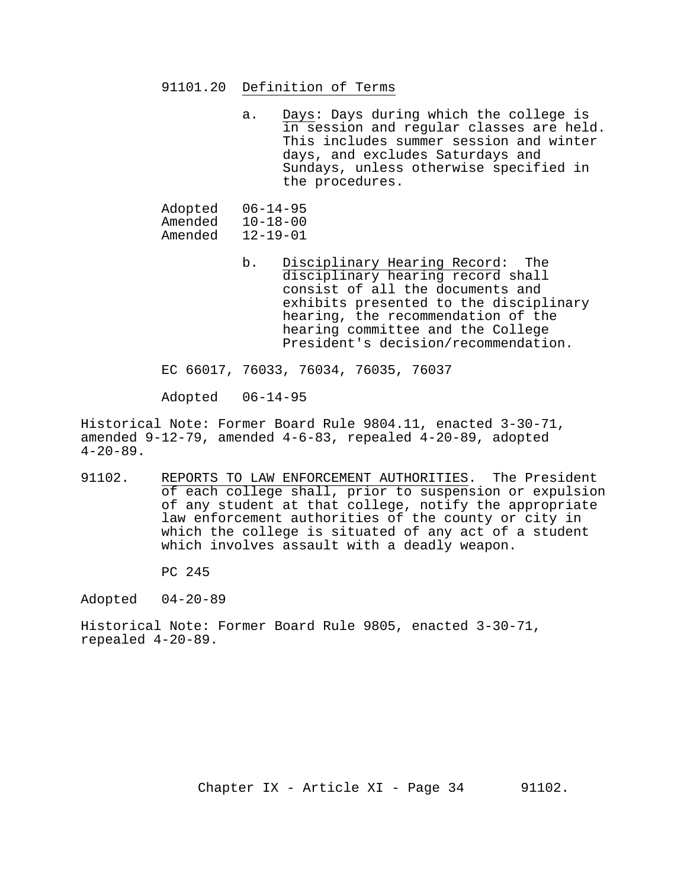91101.20 Definition of Terms

a. Days: Days during which the college is in session and regular classes are held. This includes summer session and winter days, and excludes Saturdays and Sundays, unless otherwise specified in the procedures.

Adopted 06-14-95
Amended 10-18-00
Amended 12-19-01

b. Disciplinary Hearing Record: The disciplinary hearing record shall consist of all the documents and exhibits presented to the disciplinary hearing, the recommendation of the hearing committee and the College President's decision/recommendation.

EC 66017, 76033, 76034, 76035, 76037

Adopted 06-14-95

Historical Note: Former Board Rule 9804.11, enacted 3-30-71, amended 9-12-79, amended 4-6-83, repealed 4-20-89, adopted 4-20-89.

91102. REPORTS TO LAW ENFORCEMENT AUTHORITIES. The President of each college shall, prior to suspension or expulsion of any student at that college, notify the appropriate law enforcement authorities of the county or city in which the college is situated of any act of a student which involves assault with a deadly weapon.

PC 245

Adopted 04-20-89

Historical Note: Former Board Rule 9805, enacted 3-30-71, repealed 4-20-89.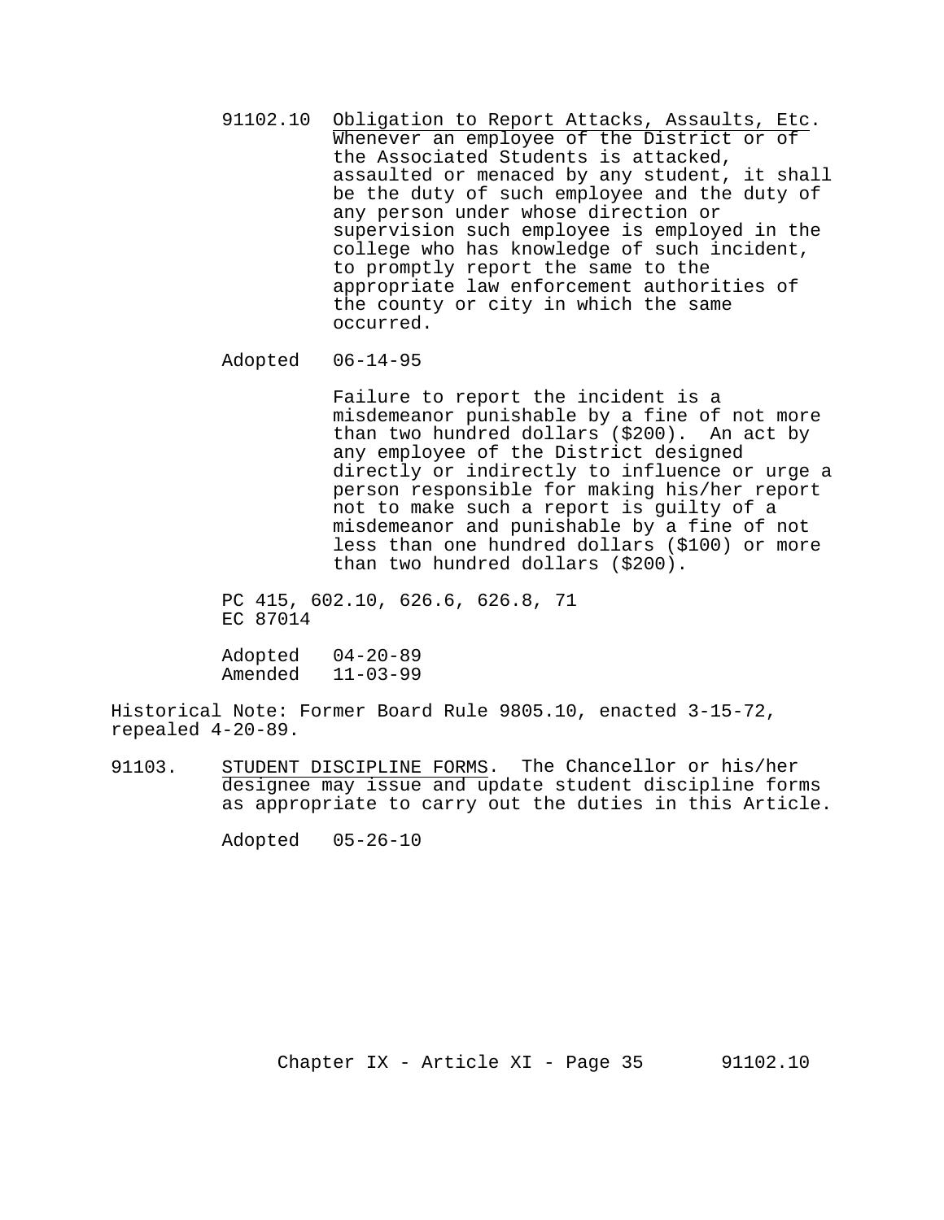91102.10 Obligation to Report Attacks, Assaults, Etc. Whenever an employee of the District or of the Associated Students is attacked, assaulted or menaced by any student, it shall be the duty of such employee and the duty of any person under whose direction or supervision such employee is employed in the college who has knowledge of such incident, to promptly report the same to the appropriate law enforcement authorities of the county or city in which the same occurred.

Adopted 06-14-95

Failure to report the incident is a misdemeanor punishable by a fine of not more than two hundred dollars ($200). An act by any employee of the District designed directly or indirectly to influence or urge a person responsible for making his/her report not to make such a report is guilty of a misdemeanor and punishable by a fine of not less than one hundred dollars ($100) or more than two hundred dollars ($200).

PC 415, 602.10, 626.6, 626.8, 71
EC 87014

Adopted 04-20-89
Amended 11-03-99

Historical Note: Former Board Rule 9805.10, enacted 3-15-72, repealed 4-20-89.

91103. STUDENT DISCIPLINE FORMS. The Chancellor or his/her designee may issue and update student discipline forms as appropriate to carry out the duties in this Article.

Adopted 05-26-10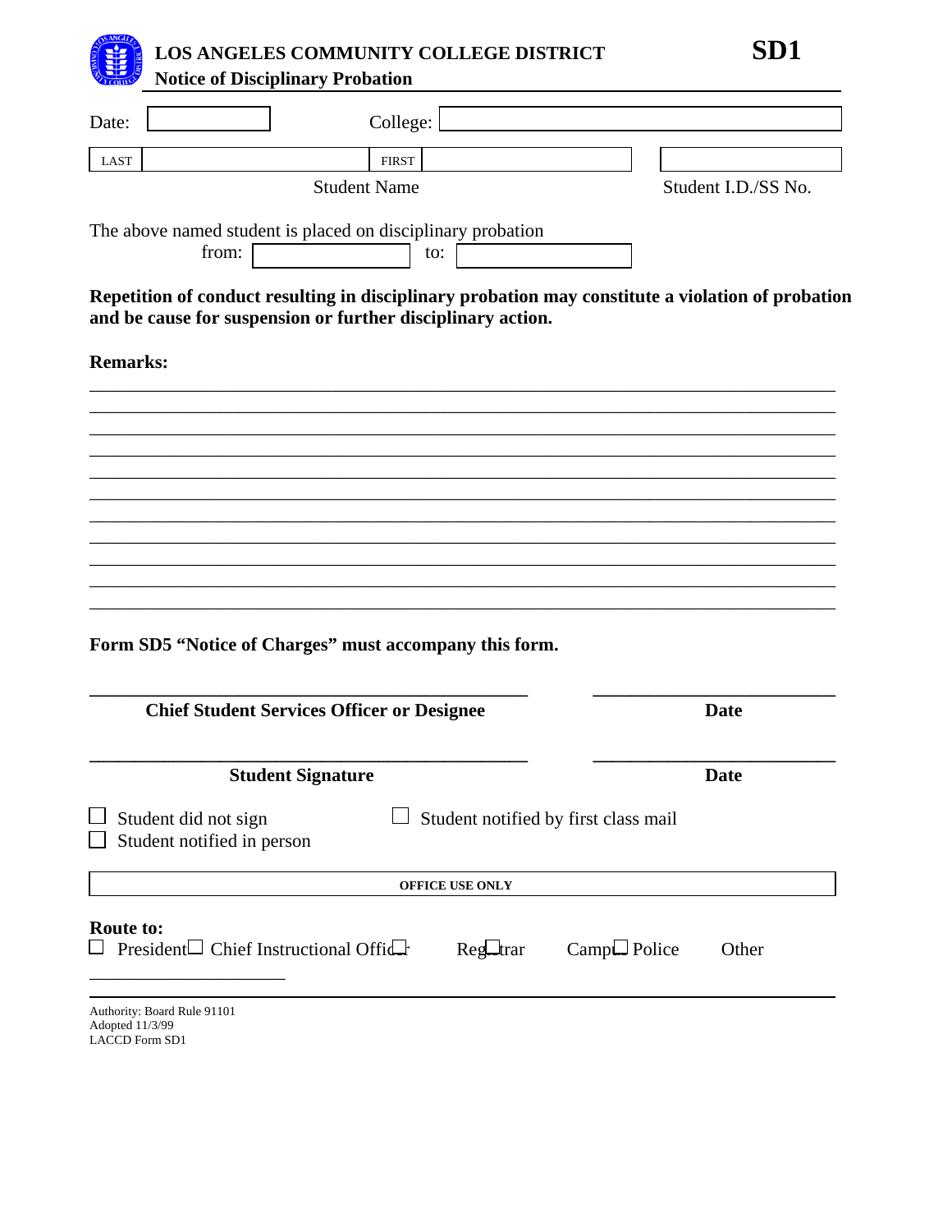# LOS ANGELES COMMUNITY COLLEGE DISTRICT **SD1**

## Notice of Disciplinary Probation

Date: ______________ College: ______________________________

| LAST | | FIRST | | |
|---|---|---|---|---|

Student Name — Student I.D./SS No.

The above named student is placed on disciplinary probation
from: ______________ to: ______________

**Repetition of conduct resulting in disciplinary probation may constitute a violation of probation and be cause for suspension or further disciplinary action.**

**Remarks:**

_______________________________________________________________________________
_______________________________________________________________________________
_______________________________________________________________________________
_______________________________________________________________________________
_______________________________________________________________________________
_______________________________________________________________________________
_______________________________________________________________________________
_______________________________________________________________________________
_______________________________________________________________________________
_______________________________________________________________________________
_______________________________________________________________________________

**Form SD5 "Notice of Charges" must accompany this form.**

_______________________________________________ ___________________________
**Chief Student Services Officer or Designee** **Date**

_______________________________________________ ___________________________
**Student Signature** **Date**

☐ Student did not sign ☐ Student notified by first class mail
☐ Student notified in person

**OFFICE USE ONLY**

**Route to:**
☐ President ☐ Chief Instructional Officer ☐ Registrar ☐ Campus Police ☐ Other
______________________

Authority: Board Rule 91101
Adopted 11/3/99
LACCD Form SD1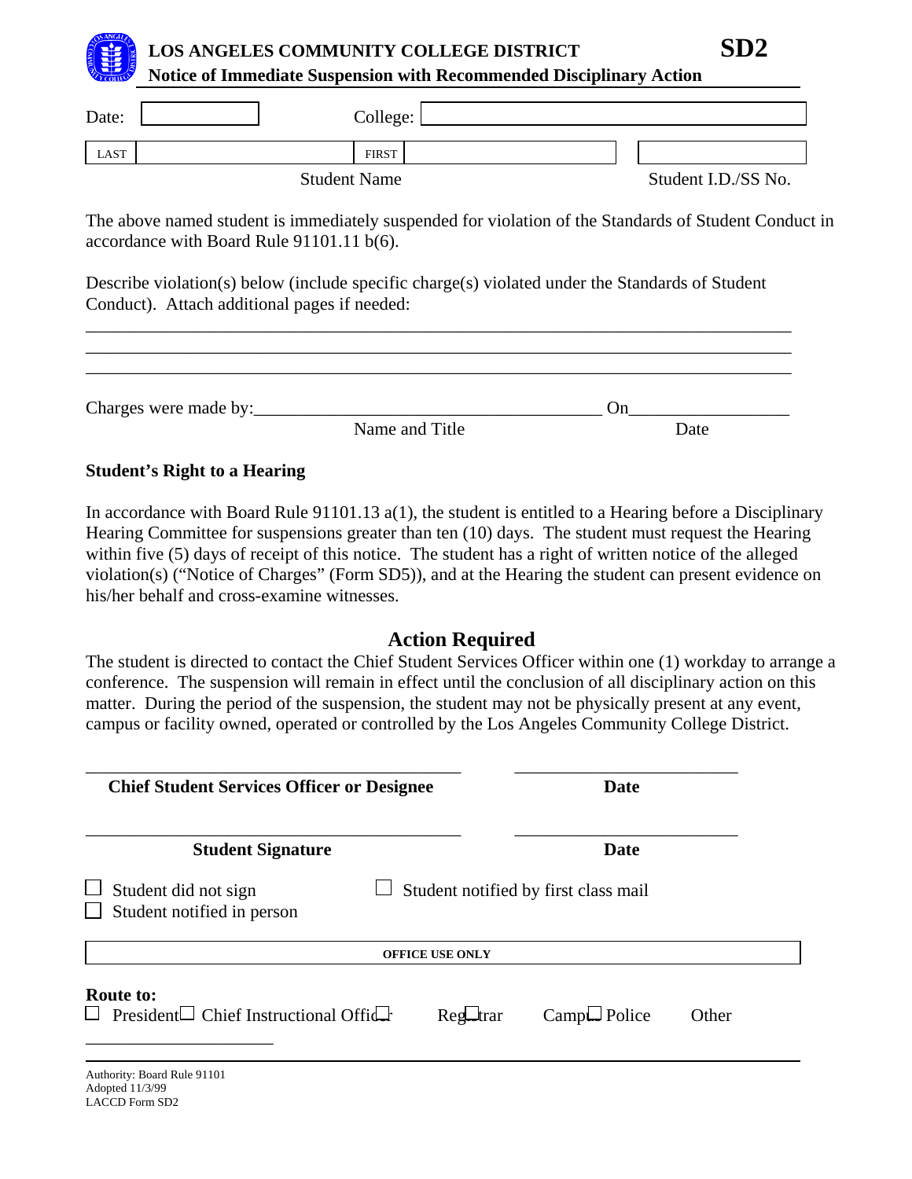# LOS ANGELES COMMUNITY COLLEGE DISTRICT **SD2**

**Notice of Immediate Suspension with Recommended Disciplinary Action**

Date: ____________ College: ________________________________

| LAST | | FIRST | | |
|---|---|---|---|---|

Student Name Student I.D./SS No.

The above named student is immediately suspended for violation of the Standards of Student Conduct in accordance with Board Rule 91101.11 b(6).

Describe violation(s) below (include specific charge(s) violated under the Standards of Student Conduct). Attach additional pages if needed:

_______________________________________________________________________________

_______________________________________________________________________________

_______________________________________________________________________________

Charges were made by:________________________________________ On__________________

Name and Title Date

**Student's Right to a Hearing**

In accordance with Board Rule 91101.13 a(1), the student is entitled to a Hearing before a Disciplinary Hearing Committee for suspensions greater than ten (10) days. The student must request the Hearing within five (5) days of receipt of this notice. The student has a right of written notice of the alleged violation(s) ("Notice of Charges" (Form SD5)), and at the Hearing the student can present evidence on his/her behalf and cross-examine witnesses.

## Action Required

The student is directed to contact the Chief Student Services Officer within one (1) workday to arrange a conference. The suspension will remain in effect until the conclusion of all disciplinary action on this matter. During the period of the suspension, the student may not be physically present at any event, campus or facility owned, operated or controlled by the Los Angeles Community College District.

________________________________________ __________________________

**Chief Student Services Officer or Designee** **Date**

________________________________________ __________________________

**Student Signature** **Date**

☐ Student did not sign ☐ Student notified by first class mail

☐ Student notified in person

**OFFICE USE ONLY**

**Route to:**

☐ President ☐ Chief Instructional Officer ☐ Registrar ☐ Campus Police ☐ Other ____________________

Authority: Board Rule 91101
Adopted 11/3/99
LACCD Form SD2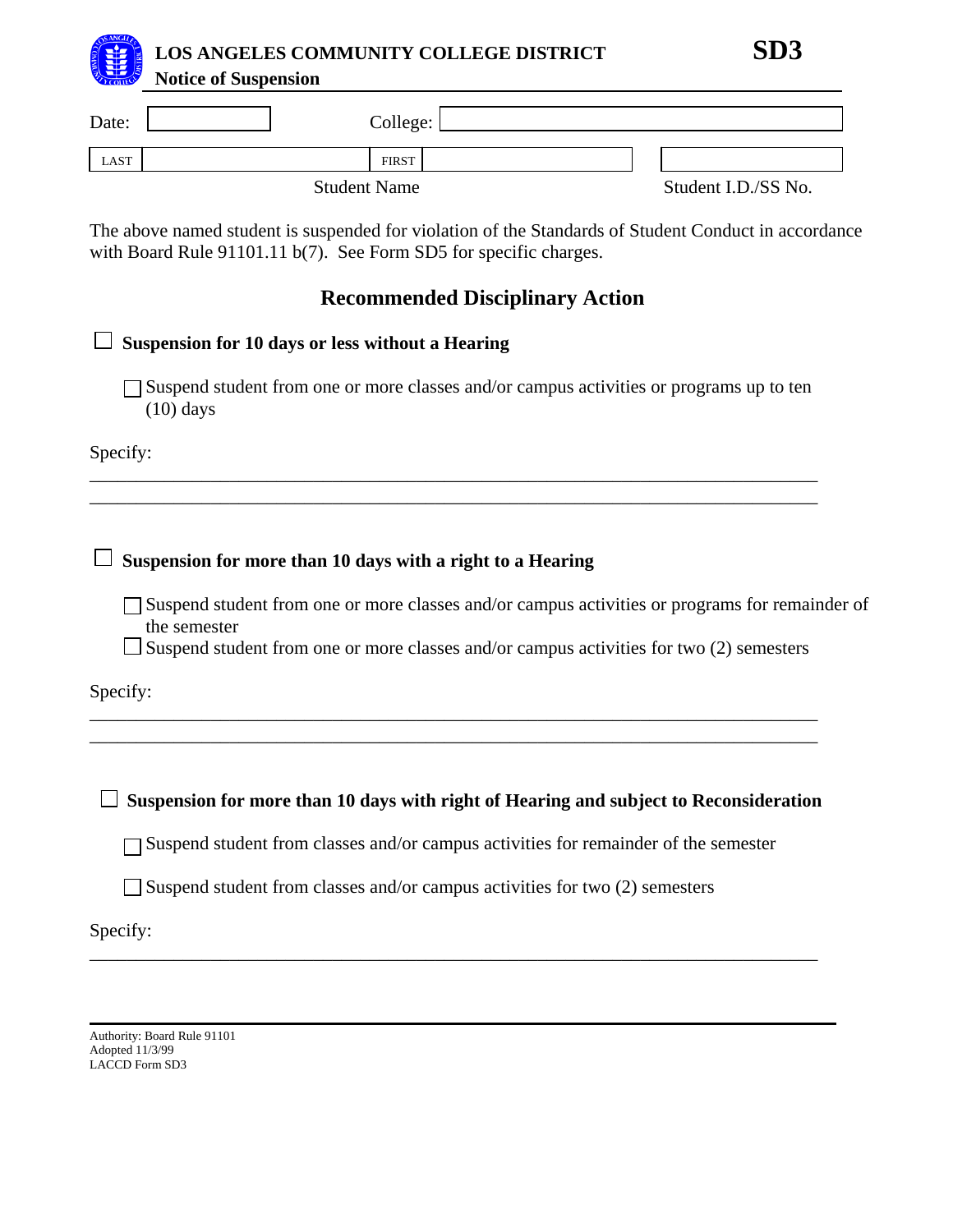# LOS ANGELES COMMUNITY COLLEGE DISTRICT **SD3**

## Notice of Suspension

Date: ____________ College: ________________________________

| LAST | | FIRST | | |
|---|---|---|---|---|
| | Student Name | | | Student I.D./SS No. |

The above named student is suspended for violation of the Standards of Student Conduct in accordance with Board Rule 91101.11 b(7). See Form SD5 for specific charges.

## Recommended Disciplinary Action

☐ **Suspension for 10 days or less without a Hearing**

- ☐ Suspend student from one or more classes and/or campus activities or programs up to ten (10) days

Specify:

________________________________________________________________________

________________________________________________________________________

☐ **Suspension for more than 10 days with a right to a Hearing**

- ☐ Suspend student from one or more classes and/or campus activities or programs for remainder of the semester
- ☐ Suspend student from one or more classes and/or campus activities for two (2) semesters

Specify:

________________________________________________________________________

________________________________________________________________________

☐ **Suspension for more than 10 days with right of Hearing and subject to Reconsideration**

- ☐ Suspend student from classes and/or campus activities for remainder of the semester
- ☐ Suspend student from classes and/or campus activities for two (2) semesters

Specify:

________________________________________________________________________

Authority: Board Rule 91101
Adopted 11/3/99
LACCD Form SD3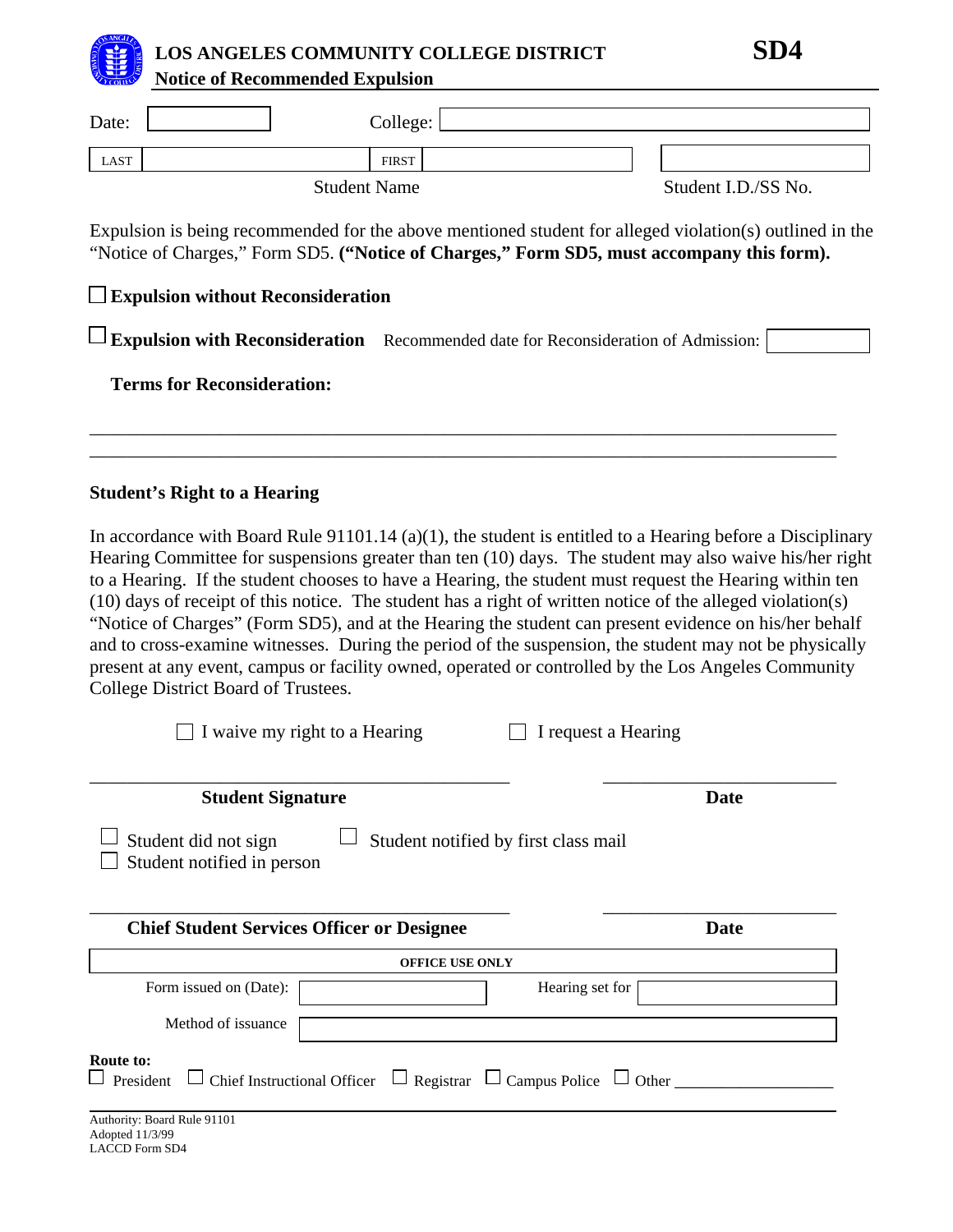# LOS ANGELES COMMUNITY COLLEGE DISTRICT **SD4**

## Notice of Recommended Expulsion

Date: ____________ College: ______________________________

| LAST | | FIRST | | |
|---|---|---|---|---|

Student Name Student I.D./SS No.

Expulsion is being recommended for the above mentioned student for alleged violation(s) outlined in the "Notice of Charges," Form SD5. **("Notice of Charges," Form SD5, must accompany this form).**

☐ **Expulsion without Reconsideration**

☐ **Expulsion with Reconsideration** Recommended date for Reconsideration of Admission: ____________

**Terms for Reconsideration:**

_______________________________________________________________________________

_______________________________________________________________________________

**Student's Right to a Hearing**

In accordance with Board Rule 91101.14 (a)(1), the student is entitled to a Hearing before a Disciplinary Hearing Committee for suspensions greater than ten (10) days. The student may also waive his/her right to a Hearing. If the student chooses to have a Hearing, the student must request the Hearing within ten (10) days of receipt of this notice. The student has a right of written notice of the alleged violation(s) "Notice of Charges" (Form SD5), and at the Hearing the student can present evidence on his/her behalf and to cross-examine witnesses. During the period of the suspension, the student may not be physically present at any event, campus or facility owned, operated or controlled by the Los Angeles Community College District Board of Trustees.

☐ I waive my right to a Hearing ☐ I request a Hearing

_____________________________________________ _________________________

**Student Signature** **Date**

☐ Student did not sign ☐ Student notified by first class mail
☐ Student notified in person

_____________________________________________ _________________________

**Chief Student Services Officer or Designee** **Date**

**OFFICE USE ONLY**

Form issued on (Date): ____________ Hearing set for ____________

Method of issuance ______________________________

**Route to:**
☐ President ☐ Chief Instructional Officer ☐ Registrar ☐ Campus Police ☐ Other ___________________

Authority: Board Rule 91101
Adopted 11/3/99
LACCD Form SD4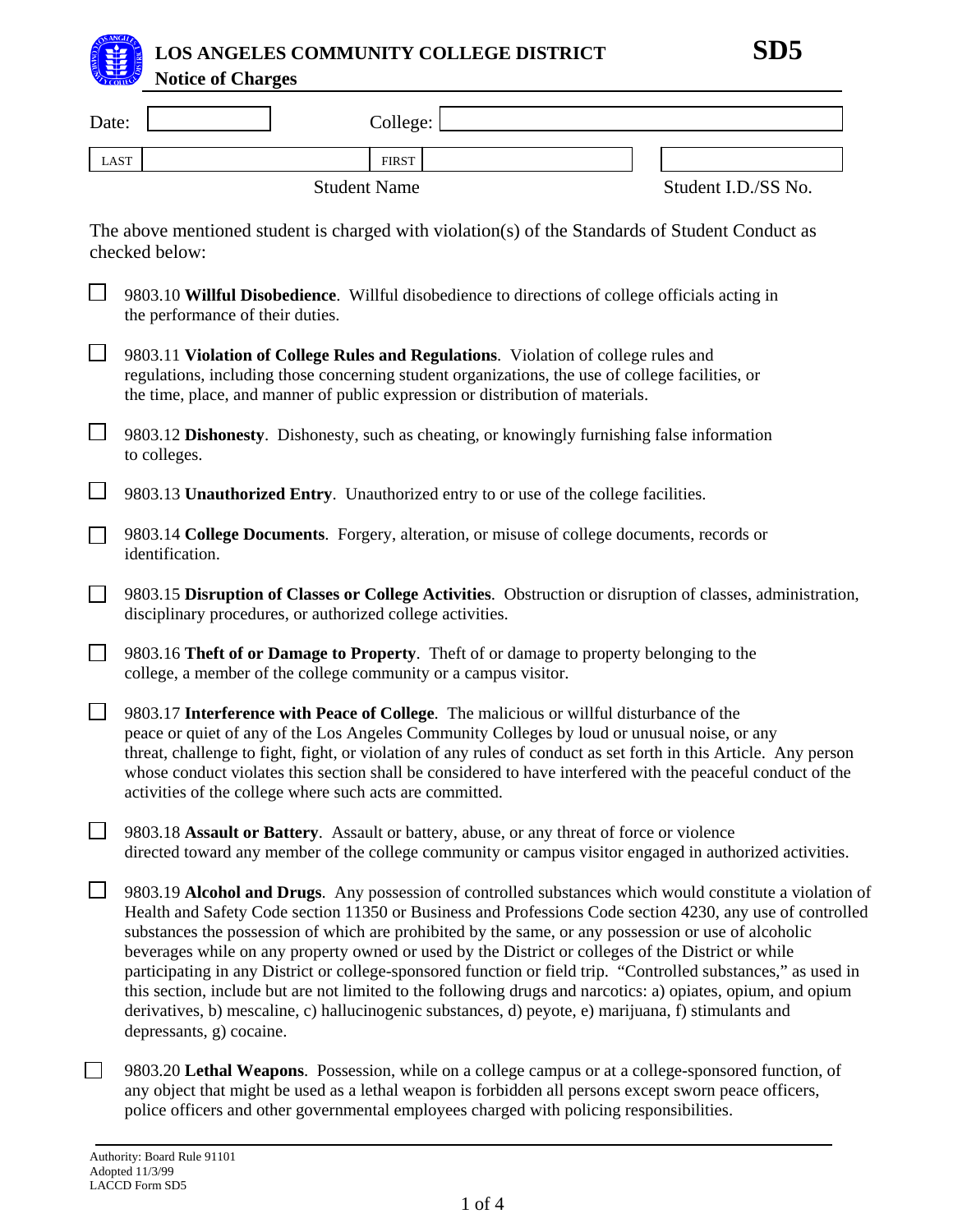# LOS ANGELES COMMUNITY COLLEGE DISTRICT

**SD5**

## Notice of Charges

Date: ____________ College: ______________________________

| LAST | | FIRST | | |
|---|---|---|---|---|

Student Name — Student I.D./SS No.

The above mentioned student is charged with violation(s) of the Standards of Student Conduct as checked below:

- ☐ 9803.10 **Willful Disobedience**. Willful disobedience to directions of college officials acting in the performance of their duties.

- ☐ 9803.11 **Violation of College Rules and Regulations**. Violation of college rules and regulations, including those concerning student organizations, the use of college facilities, or the time, place, and manner of public expression or distribution of materials.

- ☐ 9803.12 **Dishonesty**. Dishonesty, such as cheating, or knowingly furnishing false information to colleges.

- ☐ 9803.13 **Unauthorized Entry**. Unauthorized entry to or use of the college facilities.

- ☐ 9803.14 **College Documents**. Forgery, alteration, or misuse of college documents, records or identification.

- ☐ 9803.15 **Disruption of Classes or College Activities**. Obstruction or disruption of classes, administration, disciplinary procedures, or authorized college activities.

- ☐ 9803.16 **Theft of or Damage to Property**. Theft of or damage to property belonging to the college, a member of the college community or a campus visitor.

- ☐ 9803.17 **Interference with Peace of College**. The malicious or willful disturbance of the peace or quiet of any of the Los Angeles Community Colleges by loud or unusual noise, or any threat, challenge to fight, fight, or violation of any rules of conduct as set forth in this Article. Any person whose conduct violates this section shall be considered to have interfered with the peaceful conduct of the activities of the college where such acts are committed.

- ☐ 9803.18 **Assault or Battery**. Assault or battery, abuse, or any threat of force or violence directed toward any member of the college community or campus visitor engaged in authorized activities.

- ☐ 9803.19 **Alcohol and Drugs**. Any possession of controlled substances which would constitute a violation of Health and Safety Code section 11350 or Business and Professions Code section 4230, any use of controlled substances the possession of which are prohibited by the same, or any possession or use of alcoholic beverages while on any property owned or used by the District or colleges of the District or while participating in any District or college-sponsored function or field trip. "Controlled substances," as used in this section, include but are not limited to the following drugs and narcotics: a) opiates, opium, and opium derivatives, b) mescaline, c) hallucinogenic substances, d) peyote, e) marijuana, f) stimulants and depressants, g) cocaine.

- ☐ 9803.20 **Lethal Weapons**. Possession, while on a college campus or at a college-sponsored function, of any object that might be used as a lethal weapon is forbidden all persons except sworn peace officers, police officers and other governmental employees charged with policing responsibilities.

Authority: Board Rule 91101
Adopted 11/3/99
LACCD Form SD5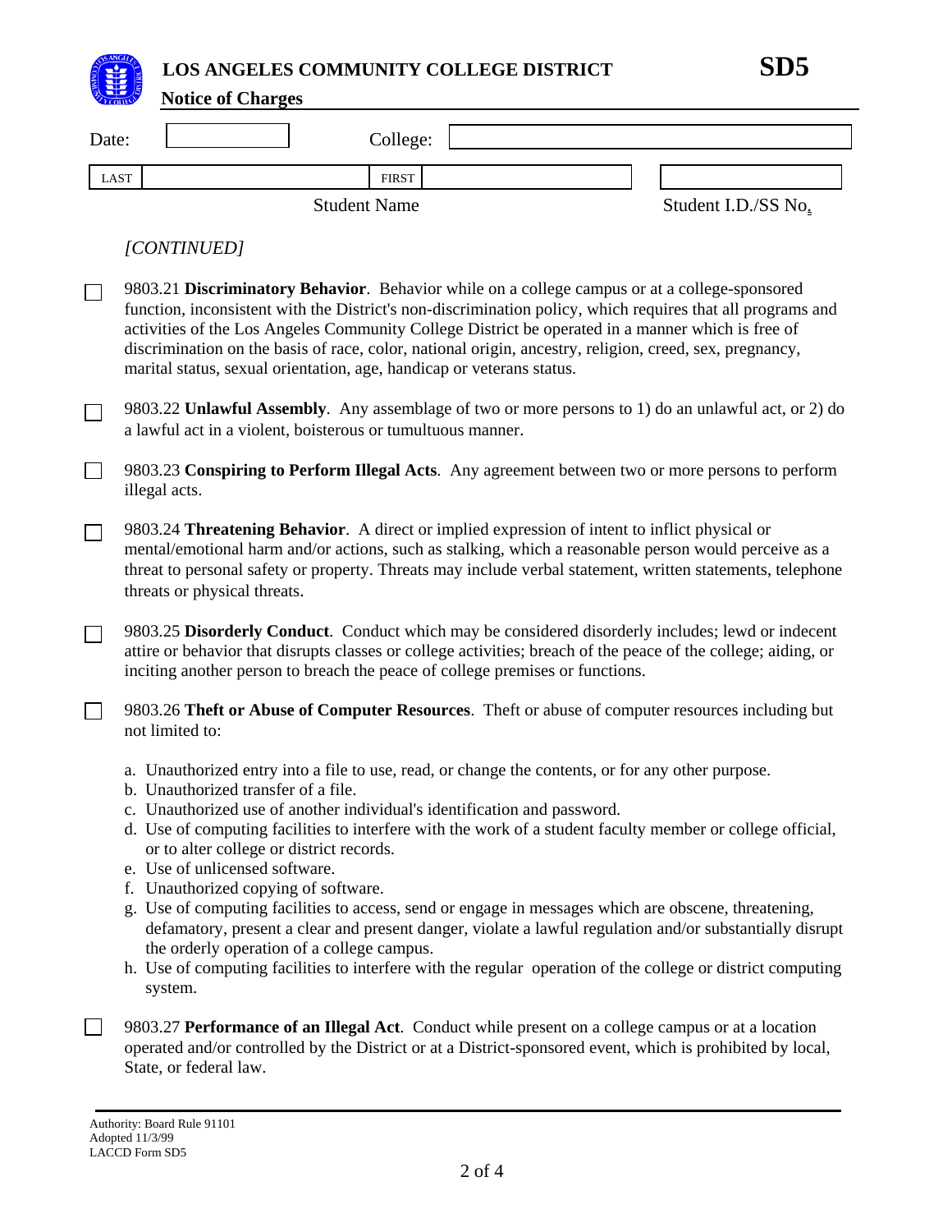# LOS ANGELES COMMUNITY COLLEGE DISTRICT

**SD5**

**Notice of Charges**

Date: ______ College: ______

| LAST | | FIRST | | |
|---|---|---|---|---|

Student Name — Student I.D./SS No.

*[CONTINUED]*

☐ 9803.21 **Discriminatory Behavior**. Behavior while on a college campus or at a college-sponsored function, inconsistent with the District's non-discrimination policy, which requires that all programs and activities of the Los Angeles Community College District be operated in a manner which is free of discrimination on the basis of race, color, national origin, ancestry, religion, creed, sex, pregnancy, marital status, sexual orientation, age, handicap or veterans status.

☐ 9803.22 **Unlawful Assembly**. Any assemblage of two or more persons to 1) do an unlawful act, or 2) do a lawful act in a violent, boisterous or tumultuous manner.

☐ 9803.23 **Conspiring to Perform Illegal Acts**. Any agreement between two or more persons to perform illegal acts.

☐ 9803.24 **Threatening Behavior**. A direct or implied expression of intent to inflict physical or mental/emotional harm and/or actions, such as stalking, which a reasonable person would perceive as a threat to personal safety or property. Threats may include verbal statement, written statements, telephone threats or physical threats.

☐ 9803.25 **Disorderly Conduct**. Conduct which may be considered disorderly includes; lewd or indecent attire or behavior that disrupts classes or college activities; breach of the peace of the college; aiding, or inciting another person to breach the peace of college premises or functions.

☐ 9803.26 **Theft or Abuse of Computer Resources**. Theft or abuse of computer resources including but not limited to:

a. Unauthorized entry into a file to use, read, or change the contents, or for any other purpose.
b. Unauthorized transfer of a file.
c. Unauthorized use of another individual's identification and password.
d. Use of computing facilities to interfere with the work of a student faculty member or college official, or to alter college or district records.
e. Use of unlicensed software.
f. Unauthorized copying of software.
g. Use of computing facilities to access, send or engage in messages which are obscene, threatening, defamatory, present a clear and present danger, violate a lawful regulation and/or substantially disrupt the orderly operation of a college campus.
h. Use of computing facilities to interfere with the regular operation of the college or district computing system.

☐ 9803.27 **Performance of an Illegal Act**. Conduct while present on a college campus or at a location operated and/or controlled by the District or at a District-sponsored event, which is prohibited by local, State, or federal law.

Authority: Board Rule 91101
Adopted 11/3/99
LACCD Form SD5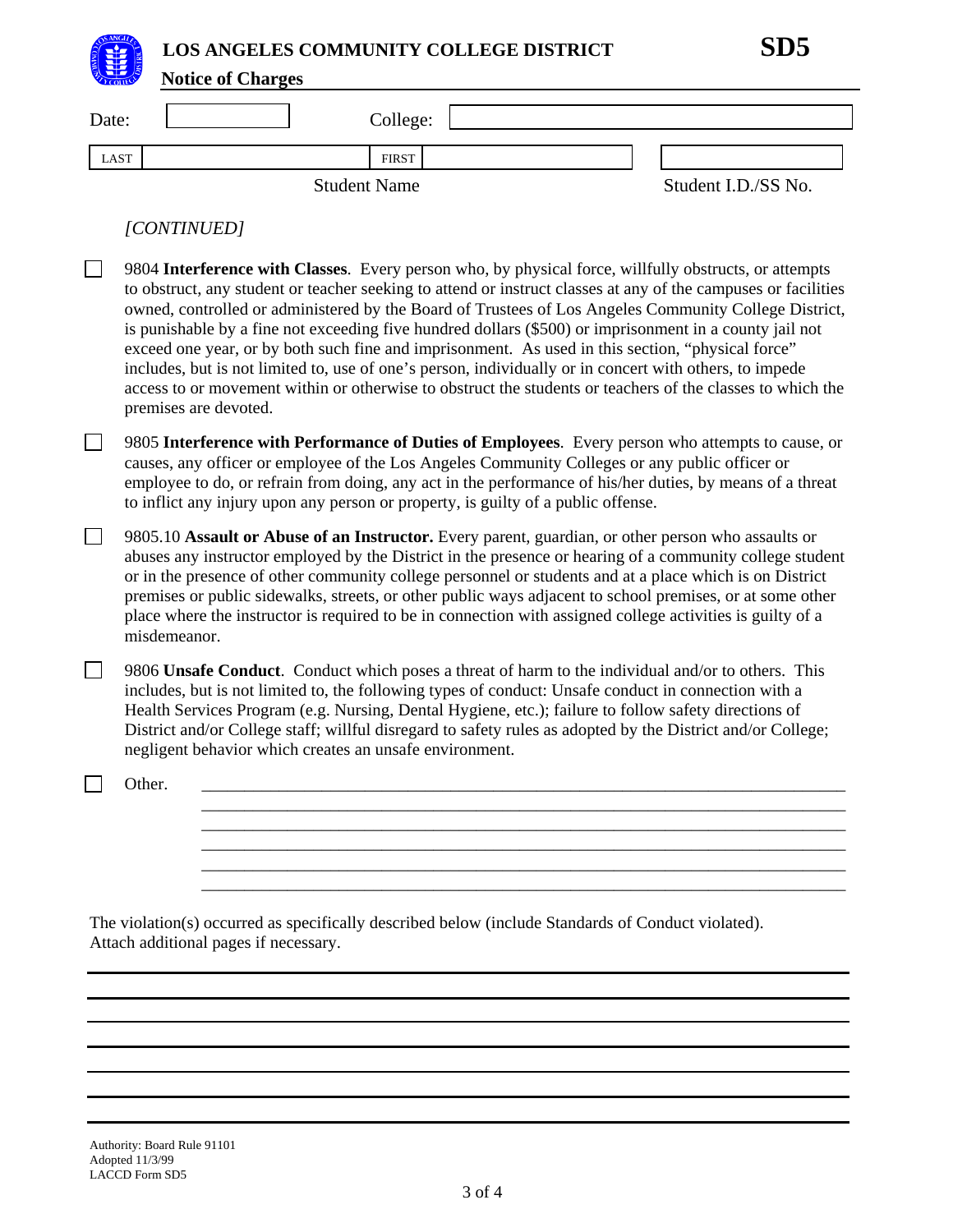# LOS ANGELES COMMUNITY COLLEGE DISTRICT

**SD5**

**Notice of Charges**

Date: ____________ College: ________________________________

| LAST | | FIRST | | |
|---|---|---|---|---|

Student Name — Student I.D./SS No.

*[CONTINUED]*

☐ 9804 **Interference with Classes**. Every person who, by physical force, willfully obstructs, or attempts to obstruct, any student or teacher seeking to attend or instruct classes at any of the campuses or facilities owned, controlled or administered by the Board of Trustees of Los Angeles Community College District, is punishable by a fine not exceeding five hundred dollars ($500) or imprisonment in a county jail not exceed one year, or by both such fine and imprisonment. As used in this section, "physical force" includes, but is not limited to, use of one's person, individually or in concert with others, to impede access to or movement within or otherwise to obstruct the students or teachers of the classes to which the premises are devoted.

☐ 9805 **Interference with Performance of Duties of Employees**. Every person who attempts to cause, or causes, any officer or employee of the Los Angeles Community Colleges or any public officer or employee to do, or refrain from doing, any act in the performance of his/her duties, by means of a threat to inflict any injury upon any person or property, is guilty of a public offense.

☐ 9805.10 **Assault or Abuse of an Instructor.** Every parent, guardian, or other person who assaults or abuses any instructor employed by the District in the presence or hearing of a community college student or in the presence of other community college personnel or students and at a place which is on District premises or public sidewalks, streets, or other public ways adjacent to school premises, or at some other place where the instructor is required to be in connection with assigned college activities is guilty of a misdemeanor.

☐ 9806 **Unsafe Conduct**. Conduct which poses a threat of harm to the individual and/or to others. This includes, but is not limited to, the following types of conduct: Unsafe conduct in connection with a Health Services Program (e.g. Nursing, Dental Hygiene, etc.); failure to follow safety directions of District and/or College staff; willful disregard to safety rules as adopted by the District and/or College; negligent behavior which creates an unsafe environment.

☐ Other. ________________________________________________________________

________________________________________________________________

________________________________________________________________

________________________________________________________________

________________________________________________________________

________________________________________________________________

The violation(s) occurred as specifically described below (include Standards of Conduct violated). Attach additional pages if necessary.

________________________________________________________________

________________________________________________________________

________________________________________________________________

________________________________________________________________

________________________________________________________________

________________________________________________________________

________________________________________________________________

Authority: Board Rule 91101
Adopted 11/3/99
LACCD Form SD5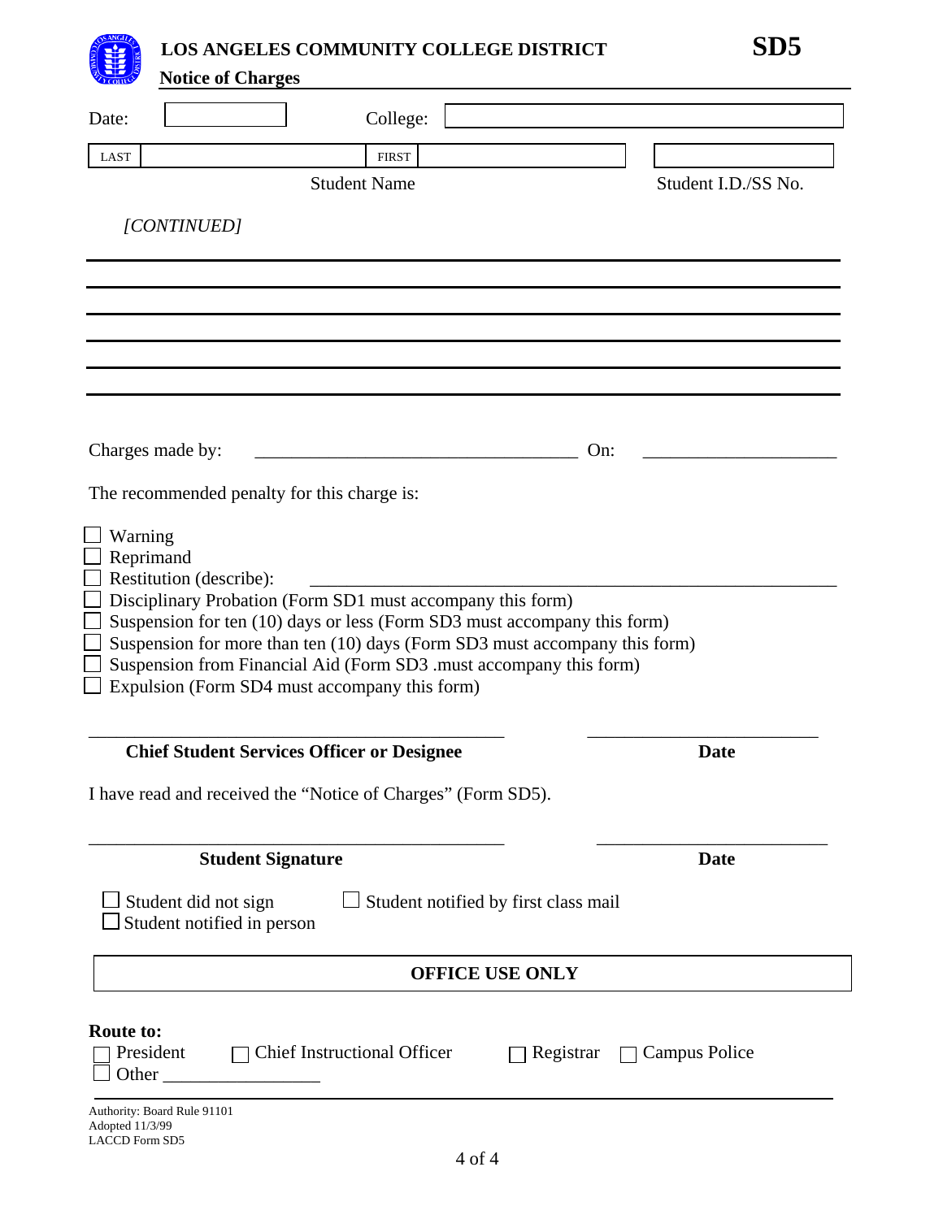**LOS ANGELES COMMUNITY COLLEGE DISTRICT** **SD5**

**Notice of Charges**

Date: \_\_\_\_\_\_\_\_\_\_ College: \_\_\_\_\_\_\_\_\_\_\_\_\_\_\_\_\_\_\_\_

| LAST | | FIRST | | |
|---|---|---|---|---|
| | Student Name | | | Student I.D./SS No. |

*[CONTINUED]*

\_\_\_\_\_\_\_\_\_\_\_\_\_\_\_\_\_\_\_\_\_\_\_\_\_\_\_\_\_\_\_\_\_\_\_\_\_\_\_\_\_\_\_\_\_\_\_\_\_\_\_\_\_\_\_\_\_\_\_\_\_\_\_\_\_\_\_\_\_\_

\_\_\_\_\_\_\_\_\_\_\_\_\_\_\_\_\_\_\_\_\_\_\_\_\_\_\_\_\_\_\_\_\_\_\_\_\_\_\_\_\_\_\_\_\_\_\_\_\_\_\_\_\_\_\_\_\_\_\_\_\_\_\_\_\_\_\_\_\_\_

\_\_\_\_\_\_\_\_\_\_\_\_\_\_\_\_\_\_\_\_\_\_\_\_\_\_\_\_\_\_\_\_\_\_\_\_\_\_\_\_\_\_\_\_\_\_\_\_\_\_\_\_\_\_\_\_\_\_\_\_\_\_\_\_\_\_\_\_\_\_

\_\_\_\_\_\_\_\_\_\_\_\_\_\_\_\_\_\_\_\_\_\_\_\_\_\_\_\_\_\_\_\_\_\_\_\_\_\_\_\_\_\_\_\_\_\_\_\_\_\_\_\_\_\_\_\_\_\_\_\_\_\_\_\_\_\_\_\_\_\_

\_\_\_\_\_\_\_\_\_\_\_\_\_\_\_\_\_\_\_\_\_\_\_\_\_\_\_\_\_\_\_\_\_\_\_\_\_\_\_\_\_\_\_\_\_\_\_\_\_\_\_\_\_\_\_\_\_\_\_\_\_\_\_\_\_\_\_\_\_\_

\_\_\_\_\_\_\_\_\_\_\_\_\_\_\_\_\_\_\_\_\_\_\_\_\_\_\_\_\_\_\_\_\_\_\_\_\_\_\_\_\_\_\_\_\_\_\_\_\_\_\_\_\_\_\_\_\_\_\_\_\_\_\_\_\_\_\_\_\_\_

Charges made by: \_\_\_\_\_\_\_\_\_\_\_\_\_\_\_\_\_\_\_\_\_\_\_\_\_\_\_\_\_\_\_\_\_\_\_ On: \_\_\_\_\_\_\_\_\_\_\_\_\_\_\_\_\_\_\_\_\_

The recommended penalty for this charge is:

- ☐ Warning
- ☐ Reprimand
- ☐ Restitution (describe): \_\_\_\_\_\_\_\_\_\_\_\_\_\_\_\_\_\_\_\_\_\_\_\_\_\_\_\_\_\_\_\_\_\_\_\_\_\_\_\_\_\_\_\_\_\_\_\_\_\_
- ☐ Disciplinary Probation (Form SD1 must accompany this form)
- ☐ Suspension for ten (10) days or less (Form SD3 must accompany this form)
- ☐ Suspension for more than ten (10) days (Form SD3 must accompany this form)
- ☐ Suspension from Financial Aid (Form SD3 .must accompany this form)
- ☐ Expulsion (Form SD4 must accompany this form)

\_\_\_\_\_\_\_\_\_\_\_\_\_\_\_\_\_\_\_\_\_\_\_\_\_\_\_\_\_\_\_\_\_\_\_\_\_\_\_\_\_\_\_\_ \_\_\_\_\_\_\_\_\_\_\_\_\_\_\_\_\_\_\_\_\_\_\_\_\_

**Chief Student Services Officer or Designee** **Date**

I have read and received the "Notice of Charges" (Form SD5).

\_\_\_\_\_\_\_\_\_\_\_\_\_\_\_\_\_\_\_\_\_\_\_\_\_\_\_\_\_\_\_\_\_\_\_\_\_\_\_\_\_\_\_\_ \_\_\_\_\_\_\_\_\_\_\_\_\_\_\_\_\_\_\_\_\_\_\_\_\_

**Student Signature** **Date**

☐ Student did not sign ☐ Student notified by first class mail
☐ Student notified in person

**OFFICE USE ONLY**

**Route to:**
☐ President ☐ Chief Instructional Officer ☐ Registrar ☐ Campus Police
☐ Other \_\_\_\_\_\_\_\_\_\_\_\_\_\_\_\_\_

Authority: Board Rule 91101
Adopted 11/3/99
LACCD Form SD5